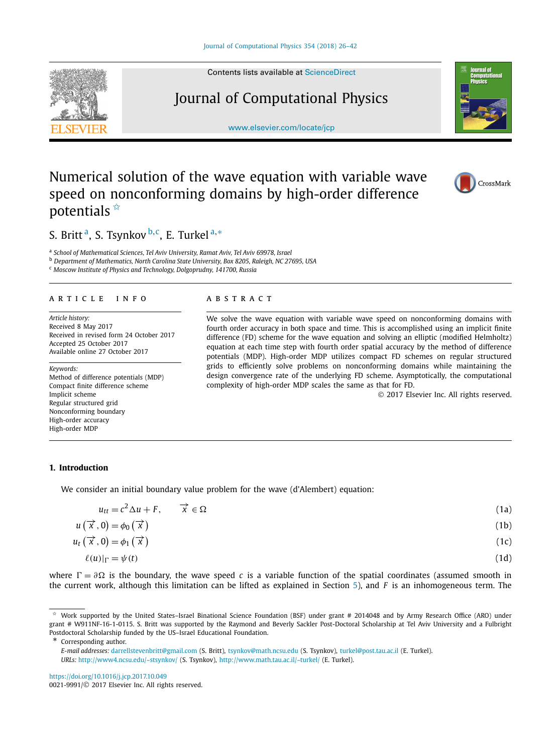# Numerical solution of the wave equation with variable wave speed on nonconforming domains by high-order difference potentials ☆

S. Britt [a], S. Tsynkov [b,c], E. Turkel [a,*]

[a] School of Mathematical Sciences, Tel Aviv University, Ramat Aviv, Tel Aviv 69978, Israel
[b] Department of Mathematics, North Carolina State University, Box 8205, Raleigh, NC 27695, USA
[c] Moscow Institute of Physics and Technology, Dolgoprudny, 141700, Russia

## ARTICLE INFO

*Article history:*
Received 8 May 2017
Received in revised form 24 October 2017
Accepted 25 October 2017
Available online 27 October 2017

*Keywords:*
Method of difference potentials (MDP)
Compact finite difference scheme
Implicit scheme
Regular structured grid
Nonconforming boundary
High-order accuracy
High-order MDP

## ABSTRACT

We solve the wave equation with variable wave speed on nonconforming domains with fourth order accuracy in both space and time. This is accomplished using an implicit finite difference (FD) scheme for the wave equation and solving an elliptic (modified Helmholtz) equation at each time step with fourth order spatial accuracy by the method of difference potentials (MDP). High-order MDP utilizes compact FD schemes on regular structured grids to efficiently solve problems on nonconforming domains while maintaining the design convergence rate of the underlying FD scheme. Asymptotically, the computational complexity of high-order MDP scales the same as that for FD.

© 2017 Elsevier Inc. All rights reserved.

## 1. Introduction

We consider an initial boundary value problem for the wave (d'Alembert) equation:

$$u_{tt} = c^2 \Delta u + F, \qquad \vec{x} \in \Omega \tag{1a}$$

$$u\left(\vec{x}, 0\right) = \phi_0\left(\vec{x}\right) \tag{1b}$$

$$u_t\left(\vec{x}, 0\right) = \phi_1\left(\vec{x}\right) \tag{1c}$$

$$\ell(u)|_{\Gamma} = \psi(t) \tag{1d}$$

where $\Gamma = \partial\Omega$ is the boundary, the wave speed $c$ is a variable function of the spatial coordinates (assumed smooth in the current work, although this limitation can be lifted as explained in Section 5), and $F$ is an inhomogeneous term. The

☆ Work supported by the United States–Israel Binational Science Foundation (BSF) under grant # 2014048 and by Army Research Office (ARO) under grant # W911NF-16-1-0115. S. Britt was supported by the Raymond and Beverly Sackler Post-Doctoral Scholarship at Tel Aviv University and a Fulbright Postdoctoral Scholarship funded by the US–Israel Educational Foundation.

\* Corresponding author.

*E-mail addresses:* darrellstevenbritt@gmail.com (S. Britt), tsynkov@math.ncsu.edu (S. Tsynkov), turkel@post.tau.ac.il (E. Turkel).
*URLs:* http://www4.ncsu.edu/~stsynkov/ (S. Tsynkov), http://www.math.tau.ac.il/~turkel/ (E. Turkel).

https://doi.org/10.1016/j.jcp.2017.10.049
0021-9991/© 2017 Elsevier Inc. All rights reserved.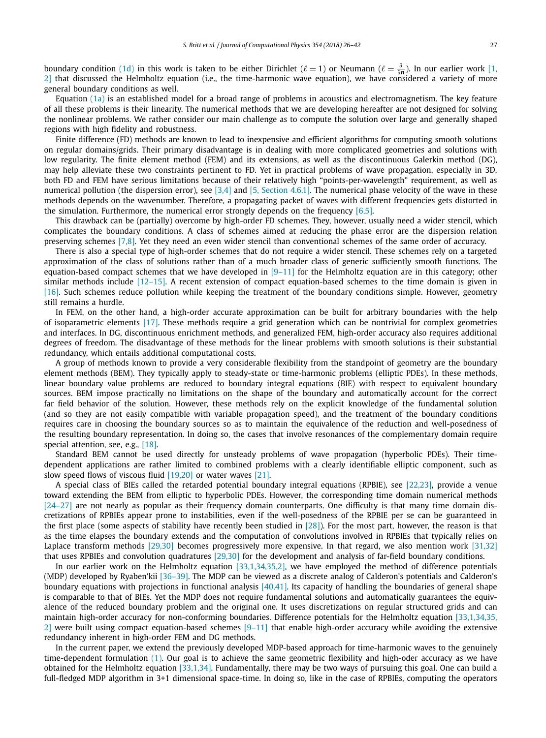boundary condition (1d) in this work is taken to be either Dirichlet ($\ell = 1$) or Neumann ($\ell = \frac{\partial}{\partial \boldsymbol{n}}$). In our earlier work [1,2] that discussed the Helmholtz equation (i.e., the time-harmonic wave equation), we have considered a variety of more general boundary conditions as well.

Equation (1a) is an established model for a broad range of problems in acoustics and electromagnetism. The key feature of all these problems is their linearity. The numerical methods that we are developing hereafter are not designed for solving the nonlinear problems. We rather consider our main challenge as to compute the solution over large and generally shaped regions with high fidelity and robustness.

Finite difference (FD) methods are known to lead to inexpensive and efficient algorithms for computing smooth solutions on regular domains/grids. Their primary disadvantage is in dealing with more complicated geometries and solutions with low regularity. The finite element method (FEM) and its extensions, as well as the discontinuous Galerkin method (DG), may help alleviate these two constraints pertinent to FD. Yet in practical problems of wave propagation, especially in 3D, both FD and FEM have serious limitations because of their relatively high "points-per-wavelength" requirement, as well as numerical pollution (the dispersion error), see [3,4] and [5, Section 4.6.1]. The numerical phase velocity of the wave in these methods depends on the wavenumber. Therefore, a propagating packet of waves with different frequencies gets distorted in the simulation. Furthermore, the numerical error strongly depends on the frequency [6,5].

This drawback can be (partially) overcome by high-order FD schemes. They, however, usually need a wider stencil, which complicates the boundary conditions. A class of schemes aimed at reducing the phase error are the dispersion relation preserving schemes [7,8]. Yet they need an even wider stencil than conventional schemes of the same order of accuracy.

There is also a special type of high-order schemes that do not require a wider stencil. These schemes rely on a targeted approximation of the class of solutions rather than of a much broader class of generic sufficiently smooth functions. The equation-based compact schemes that we have developed in [9–11] for the Helmholtz equation are in this category; other similar methods include [12–15]. A recent extension of compact equation-based schemes to the time domain is given in [16]. Such schemes reduce pollution while keeping the treatment of the boundary conditions simple. However, geometry still remains a hurdle.

In FEM, on the other hand, a high-order accurate approximation can be built for arbitrary boundaries with the help of isoparametric elements [17]. These methods require a grid generation which can be nontrivial for complex geometries and interfaces. In DG, discontinuous enrichment methods, and generalized FEM, high-order accuracy also requires additional degrees of freedom. The disadvantage of these methods for the linear problems with smooth solutions is their substantial redundancy, which entails additional computational costs.

A group of methods known to provide a very considerable flexibility from the standpoint of geometry are the boundary element methods (BEM). They typically apply to steady-state or time-harmonic problems (elliptic PDEs). In these methods, linear boundary value problems are reduced to boundary integral equations (BIE) with respect to equivalent boundary sources. BEM impose practically no limitations on the shape of the boundary and automatically account for the correct far field behavior of the solution. However, these methods rely on the explicit knowledge of the fundamental solution (and so they are not easily compatible with variable propagation speed), and the treatment of the boundary conditions requires care in choosing the boundary sources so as to maintain the equivalence of the reduction and well-posedness of the resulting boundary representation. In doing so, the cases that involve resonances of the complementary domain require special attention, see, e.g., [18].

Standard BEM cannot be used directly for unsteady problems of wave propagation (hyperbolic PDEs). Their time-dependent applications are rather limited to combined problems with a clearly identifiable elliptic component, such as slow speed flows of viscous fluid [19,20] or water waves [21].

A special class of BIEs called the retarded potential boundary integral equations (RPBIE), see [22,23], provide a venue toward extending the BEM from elliptic to hyperbolic PDEs. However, the corresponding time domain numerical methods [24–27] are not nearly as popular as their frequency domain counterparts. One difficulty is that many time domain discretizations of RPBIEs appear prone to instabilities, even if the well-posedness of the RPBIE per se can be guaranteed in the first place (some aspects of stability have recently been studied in [28]). For the most part, however, the reason is that as the time elapses the boundary extends and the computation of convolutions involved in RPBIEs that typically relies on Laplace transform methods [29,30] becomes progressively more expensive. In that regard, we also mention work [31,32] that uses RPBIEs and convolution quadratures [29,30] for the development and analysis of far-field boundary conditions.

In our earlier work on the Helmholtz equation [33,1,34,35,2], we have employed the method of difference potentials (MDP) developed by Ryaben'kii [36–39]. The MDP can be viewed as a discrete analog of Calderon's potentials and Calderon's boundary equations with projections in functional analysis [40,41]. Its capacity of handling the boundaries of general shape is comparable to that of BIEs. Yet the MDP does not require fundamental solutions and automatically guarantees the equivalence of the reduced boundary problem and the original one. It uses discretizations on regular structured grids and can maintain high-order accuracy for non-conforming boundaries. Difference potentials for the Helmholtz equation [33,1,34,35,2] were built using compact equation-based schemes [9–11] that enable high-order accuracy while avoiding the extensive redundancy inherent in high-order FEM and DG methods.

In the current paper, we extend the previously developed MDP-based approach for time-harmonic waves to the genuinely time-dependent formulation (1). Our goal is to achieve the same geometric flexibility and high-oder accuracy as we have obtained for the Helmholtz equation [33,1,34]. Fundamentally, there may be two ways of pursuing this goal. One can build a full-fledged MDP algorithm in 3+1 dimensional space-time. In doing so, like in the case of RPBIEs, computing the operators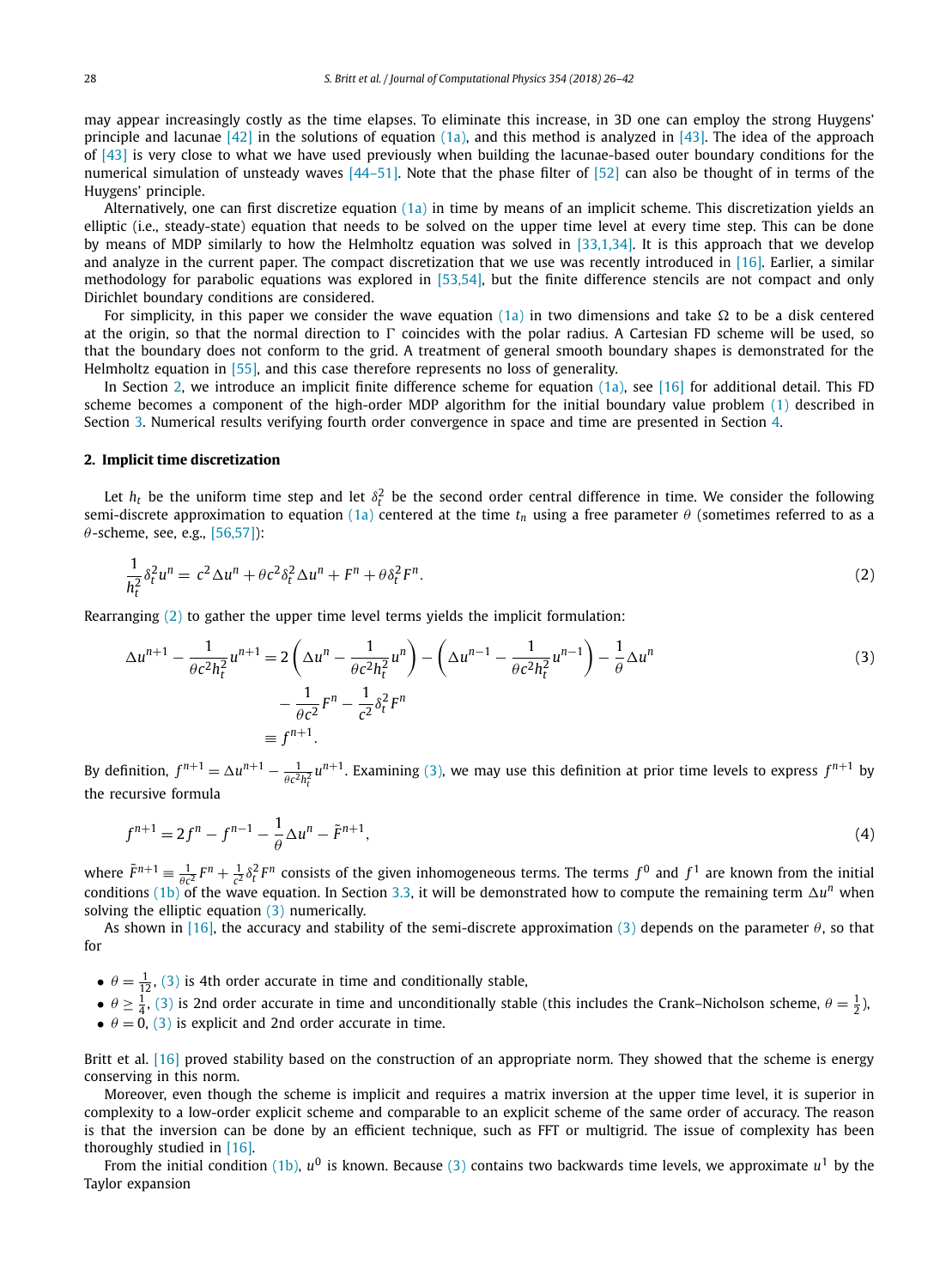may appear increasingly costly as the time elapses. To eliminate this increase, in 3D one can employ the strong Huygens' principle and lacunae [42] in the solutions of equation (1a), and this method is analyzed in [43]. The idea of the approach of [43] is very close to what we have used previously when building the lacunae-based outer boundary conditions for the numerical simulation of unsteady waves [44–51]. Note that the phase filter of [52] can also be thought of in terms of the Huygens' principle.

Alternatively, one can first discretize equation (1a) in time by means of an implicit scheme. This discretization yields an elliptic (i.e., steady-state) equation that needs to be solved on the upper time level at every time step. This can be done by means of MDP similarly to how the Helmholtz equation was solved in [33,1,34]. It is this approach that we develop and analyze in the current paper. The compact discretization that we use was recently introduced in [16]. Earlier, a similar methodology for parabolic equations was explored in [53,54], but the finite difference stencils are not compact and only Dirichlet boundary conditions are considered.

For simplicity, in this paper we consider the wave equation (1a) in two dimensions and take $\Omega$ to be a disk centered at the origin, so that the normal direction to $\Gamma$ coincides with the polar radius. A Cartesian FD scheme will be used, so that the boundary does not conform to the grid. A treatment of general smooth boundary shapes is demonstrated for the Helmholtz equation in [55], and this case therefore represents no loss of generality.

In Section 2, we introduce an implicit finite difference scheme for equation (1a), see [16] for additional detail. This FD scheme becomes a component of the high-order MDP algorithm for the initial boundary value problem (1) described in Section 3. Numerical results verifying fourth order convergence in space and time are presented in Section 4.

## 2. Implicit time discretization

Let $h_t$ be the uniform time step and let $\delta_t^2$ be the second order central difference in time. We consider the following semi-discrete approximation to equation (1a) centered at the time $t_n$ using a free parameter $\theta$ (sometimes referred to as a $\theta$-scheme, see, e.g., [56,57]):

$$\frac{1}{h_t^2}\delta_t^2 u^n = c^2 \Delta u^n + \theta c^2 \delta_t^2 \Delta u^n + F^n + \theta \delta_t^2 F^n. \tag{2}$$

Rearranging (2) to gather the upper time level terms yields the implicit formulation:

$$\begin{aligned}
\Delta u^{n+1} - \frac{1}{\theta c^2 h_t^2} u^{n+1} &= 2\left(\Delta u^n - \frac{1}{\theta c^2 h_t^2} u^n\right) - \left(\Delta u^{n-1} - \frac{1}{\theta c^2 h_t^2} u^{n-1}\right) - \frac{1}{\theta}\Delta u^n \\
&\quad - \frac{1}{\theta c^2} F^n - \frac{1}{c^2}\delta_t^2 F^n \\
&\equiv f^{n+1}.
\end{aligned} \tag{3}$$

By definition, $f^{n+1} = \Delta u^{n+1} - \frac{1}{\theta c^2 h_t^2} u^{n+1}$. Examining (3), we may use this definition at prior time levels to express $f^{n+1}$ by the recursive formula

$$f^{n+1} = 2 f^n - f^{n-1} - \frac{1}{\theta}\Delta u^n - \tilde{F}^{n+1}, \tag{4}$$

where $\tilde{F}^{n+1} \equiv \frac{1}{\theta c^2} F^n + \frac{1}{c^2}\delta_t^2 F^n$ consists of the given inhomogeneous terms. The terms $f^0$ and $f^1$ are known from the initial conditions (1b) of the wave equation. In Section 3.3, it will be demonstrated how to compute the remaining term $\Delta u^n$ when solving the elliptic equation (3) numerically.

As shown in [16], the accuracy and stability of the semi-discrete approximation (3) depends on the parameter $\theta$, so that for

- $\theta = \frac{1}{12}$, (3) is 4th order accurate in time and conditionally stable,
- $\theta \geq \frac{1}{4}$, (3) is 2nd order accurate in time and unconditionally stable (this includes the Crank–Nicholson scheme, $\theta = \frac{1}{2}$),
- $\theta = 0$, (3) is explicit and 2nd order accurate in time.

Britt et al. [16] proved stability based on the construction of an appropriate norm. They showed that the scheme is energy conserving in this norm.

Moreover, even though the scheme is implicit and requires a matrix inversion at the upper time level, it is superior in complexity to a low-order explicit scheme and comparable to an explicit scheme of the same order of accuracy. The reason is that the inversion can be done by an efficient technique, such as FFT or multigrid. The issue of complexity has been thoroughly studied in [16].

From the initial condition (1b), $u^0$ is known. Because (3) contains two backwards time levels, we approximate $u^1$ by the Taylor expansion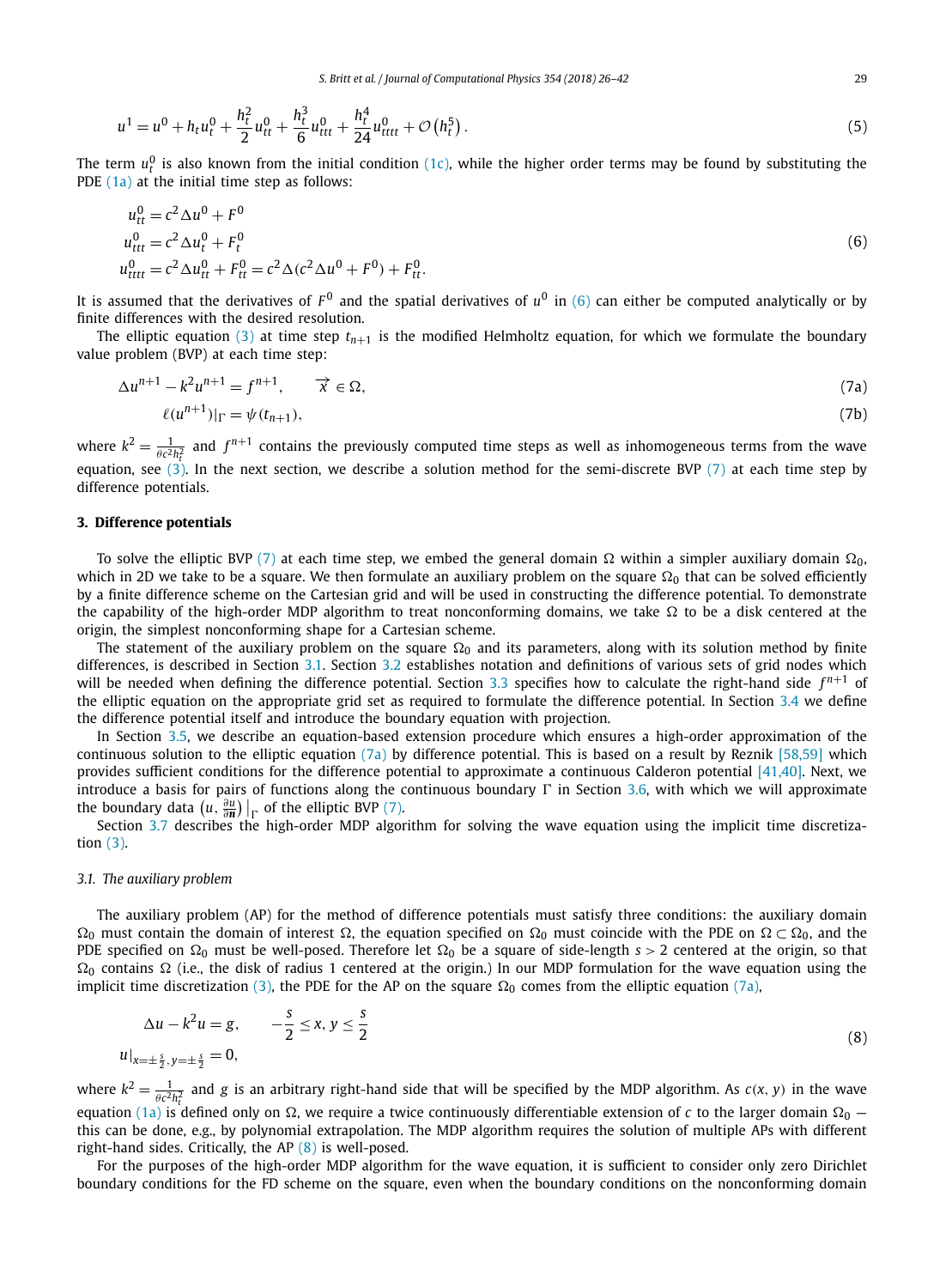$$u^1 = u^0 + h_t u_t^0 + \frac{h_t^2}{2} u_{tt}^0 + \frac{h_t^3}{6} u_{ttt}^0 + \frac{h_t^4}{24} u_{tttt}^0 + \mathcal{O}\left(h_t^5\right). \tag{5}$$

The term $u_t^0$ is also known from the initial condition (1c), while the higher order terms may be found by substituting the PDE (1a) at the initial time step as follows:

$$\begin{aligned} u_{tt}^0 &= c^2 \Delta u^0 + F^0 \\ u_{ttt}^0 &= c^2 \Delta u_t^0 + F_t^0 \\ u_{tttt}^0 &= c^2 \Delta u_{tt}^0 + F_{tt}^0 = c^2 \Delta (c^2 \Delta u^0 + F^0) + F_{tt}^0. \end{aligned} \tag{6}$$

It is assumed that the derivatives of $F^0$ and the spatial derivatives of $u^0$ in (6) can either be computed analytically or by finite differences with the desired resolution.

The elliptic equation (3) at time step $t_{n+1}$ is the modified Helmholtz equation, for which we formulate the boundary value problem (BVP) at each time step:

$$\Delta u^{n+1} - k^2 u^{n+1} = f^{n+1}, \qquad \vec{x} \in \Omega, \tag{7a}$$

$$\ell(u^{n+1})|_\Gamma = \psi(t_{n+1}), \tag{7b}$$

where $k^2 = \frac{1}{\theta c^2 h_t^2}$ and $f^{n+1}$ contains the previously computed time steps as well as inhomogeneous terms from the wave equation, see (3). In the next section, we describe a solution method for the semi-discrete BVP (7) at each time step by difference potentials.

## 3. Difference potentials

To solve the elliptic BVP (7) at each time step, we embed the general domain $\Omega$ within a simpler auxiliary domain $\Omega_0$, which in 2D we take to be a square. We then formulate an auxiliary problem on the square $\Omega_0$ that can be solved efficiently by a finite difference scheme on the Cartesian grid and will be used in constructing the difference potential. To demonstrate the capability of the high-order MDP algorithm to treat nonconforming domains, we take $\Omega$ to be a disk centered at the origin, the simplest nonconforming shape for a Cartesian scheme.

The statement of the auxiliary problem on the square $\Omega_0$ and its parameters, along with its solution method by finite differences, is described in Section 3.1. Section 3.2 establishes notation and definitions of various sets of grid nodes which will be needed when defining the difference potential. Section 3.3 specifies how to calculate the right-hand side $f^{n+1}$ of the elliptic equation on the appropriate grid set as required to formulate the difference potential. In Section 3.4 we define the difference potential itself and introduce the boundary equation with projection.

In Section 3.5, we describe an equation-based extension procedure which ensures a high-order approximation of the continuous solution to the elliptic equation (7a) by difference potential. This is based on a result by Reznik [58,59] which provides sufficient conditions for the difference potential to approximate a continuous Calderon potential [41,40]. Next, we introduce a basis for pairs of functions along the continuous boundary $\Gamma$ in Section 3.6, with which we will approximate the boundary data $\left(u, \frac{\partial u}{\partial \boldsymbol{n}}\right)\big|_\Gamma$ of the elliptic BVP (7).

Section 3.7 describes the high-order MDP algorithm for solving the wave equation using the implicit time discretization (3).

### 3.1. The auxiliary problem

The auxiliary problem (AP) for the method of difference potentials must satisfy three conditions: the auxiliary domain $\Omega_0$ must contain the domain of interest $\Omega$, the equation specified on $\Omega_0$ must coincide with the PDE on $\Omega \subset \Omega_0$, and the PDE specified on $\Omega_0$ must be well-posed. Therefore let $\Omega_0$ be a square of side-length $s > 2$ centered at the origin, so that $\Omega_0$ contains $\Omega$ (i.e., the disk of radius 1 centered at the origin.) In our MDP formulation for the wave equation using the implicit time discretization (3), the PDE for the AP on the square $\Omega_0$ comes from the elliptic equation (7a),

$$\begin{aligned} &\Delta u - k^2 u = g, \qquad -\frac{s}{2} \le x, y \le \frac{s}{2} \\ &u|_{x=\pm\frac{s}{2}, y=\pm\frac{s}{2}} = 0, \end{aligned} \tag{8}$$

where $k^2 = \frac{1}{\theta c^2 h_t^2}$ and $g$ is an arbitrary right-hand side that will be specified by the MDP algorithm. As $c(x, y)$ in the wave equation (1a) is defined only on $\Omega$, we require a twice continuously differentiable extension of $c$ to the larger domain $\Omega_0$ — this can be done, e.g., by polynomial extrapolation. The MDP algorithm requires the solution of multiple APs with different right-hand sides. Critically, the AP (8) is well-posed.

For the purposes of the high-order MDP algorithm for the wave equation, it is sufficient to consider only zero Dirichlet boundary conditions for the FD scheme on the square, even when the boundary conditions on the nonconforming domain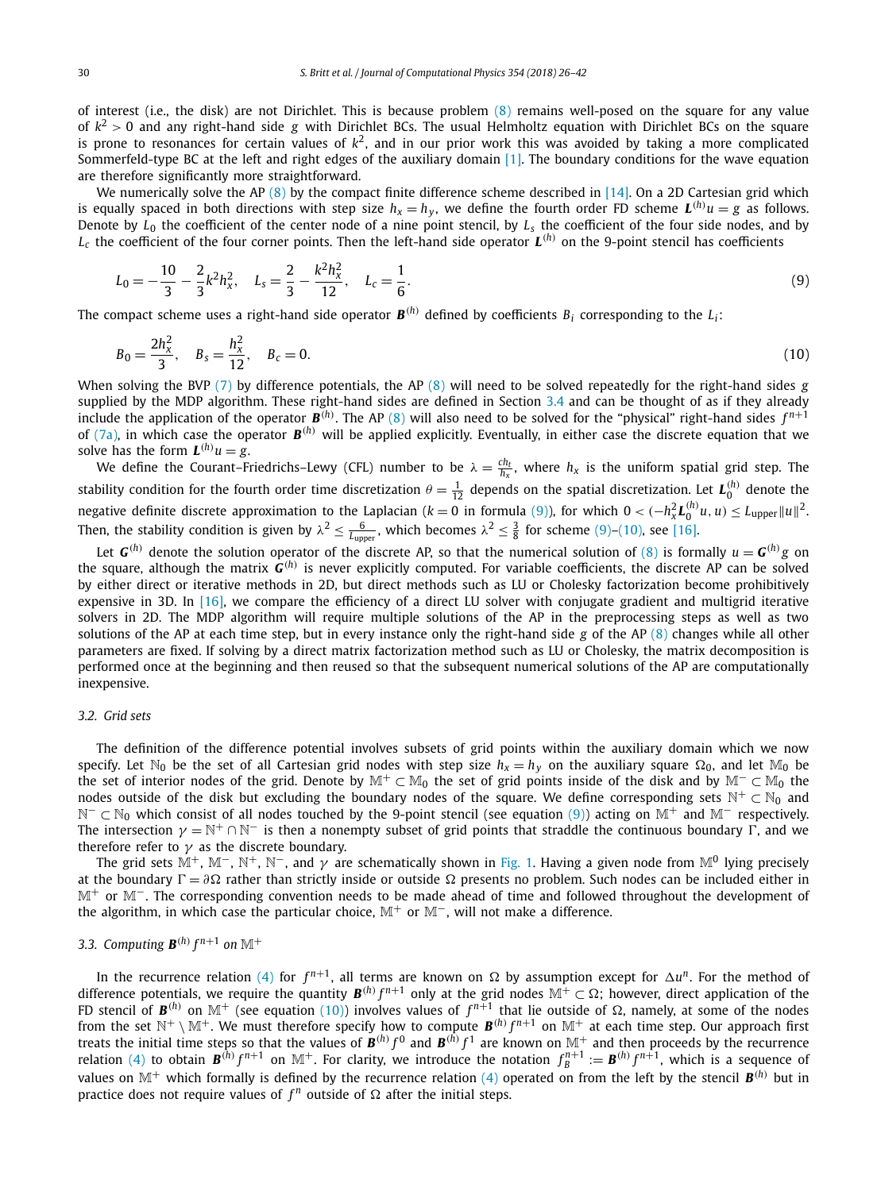of interest (i.e., the disk) are not Dirichlet. This is because problem (8) remains well-posed on the square for any value of $k^2 > 0$ and any right-hand side $g$ with Dirichlet BCs. The usual Helmholtz equation with Dirichlet BCs on the square is prone to resonances for certain values of $k^2$, and in our prior work this was avoided by taking a more complicated Sommerfeld-type BC at the left and right edges of the auxiliary domain [1]. The boundary conditions for the wave equation are therefore significantly more straightforward.

We numerically solve the AP (8) by the compact finite difference scheme described in [14]. On a 2D Cartesian grid which is equally spaced in both directions with step size $h_x = h_y$, we define the fourth order FD scheme $\boldsymbol{L}^{(h)}u = g$ as follows. Denote by $L_0$ the coefficient of the center node of a nine point stencil, by $L_s$ the coefficient of the four side nodes, and by $L_c$ the coefficient of the four corner points. Then the left-hand side operator $\boldsymbol{L}^{(h)}$ on the 9-point stencil has coefficients

$$L_0 = -\frac{10}{3} - \frac{2}{3}k^2 h_x^2, \quad L_s = \frac{2}{3} - \frac{k^2 h_x^2}{12}, \quad L_c = \frac{1}{6}. \tag{9}$$

The compact scheme uses a right-hand side operator $\boldsymbol{B}^{(h)}$ defined by coefficients $B_i$ corresponding to the $L_i$:

$$B_0 = \frac{2h_x^2}{3}, \quad B_s = \frac{h_x^2}{12}, \quad B_c = 0. \tag{10}$$

When solving the BVP (7) by difference potentials, the AP (8) will need to be solved repeatedly for the right-hand sides $g$ supplied by the MDP algorithm. These right-hand sides are defined in Section 3.4 and can be thought of as if they already include the application of the operator $\boldsymbol{B}^{(h)}$. The AP (8) will also need to be solved for the "physical" right-hand sides $f^{n+1}$ of (7a), in which case the operator $\boldsymbol{B}^{(h)}$ will be applied explicitly. Eventually, in either case the discrete equation that we solve has the form $\boldsymbol{L}^{(h)}u = g$.

We define the Courant–Friedrichs–Lewy (CFL) number to be $\lambda = \frac{ch_t}{h_x}$, where $h_x$ is the uniform spatial grid step. The stability condition for the fourth order time discretization $\theta = \frac{1}{12}$ depends on the spatial discretization. Let $\boldsymbol{L}_0^{(h)}$ denote the negative definite discrete approximation to the Laplacian ($k = 0$ in formula (9)), for which $0 < (-h_x^2 \boldsymbol{L}_0^{(h)}u, u) \leq L_{\text{upper}} \|u\|^2$. Then, the stability condition is given by $\lambda^2 \leq \frac{6}{L_{\text{upper}}}$, which becomes $\lambda^2 \leq \frac{3}{8}$ for scheme (9)–(10), see [16].

Let $\boldsymbol{G}^{(h)}$ denote the solution operator of the discrete AP, so that the numerical solution of (8) is formally $u = \boldsymbol{G}^{(h)}g$ on the square, although the matrix $\boldsymbol{G}^{(h)}$ is never explicitly computed. For variable coefficients, the discrete AP can be solved by either direct or iterative methods in 2D, but direct methods such as LU or Cholesky factorization become prohibitively expensive in 3D. In [16], we compare the efficiency of a direct LU solver with conjugate gradient and multigrid iterative solvers in 2D. The MDP algorithm will require multiple solutions of the AP in the preprocessing steps as well as two solutions of the AP at each time step, but in every instance only the right-hand side $g$ of the AP (8) changes while all other parameters are fixed. If solving by a direct matrix factorization method such as LU or Cholesky, the matrix decomposition is performed once at the beginning and then reused so that the subsequent numerical solutions of the AP are computationally inexpensive.

### 3.2. Grid sets

The definition of the difference potential involves subsets of grid points within the auxiliary domain which we now specify. Let $\mathbb{N}_0$ be the set of all Cartesian grid nodes with step size $h_x = h_y$ on the auxiliary square $\Omega_0$, and let $\mathbb{M}_0$ be the set of interior nodes of the grid. Denote by $\mathbb{M}^+ \subset \mathbb{M}_0$ the set of grid points inside of the disk and by $\mathbb{M}^- \subset \mathbb{M}_0$ the nodes outside of the disk but excluding the boundary nodes of the square. We define corresponding sets $\mathbb{N}^+ \subset \mathbb{N}_0$ and $\mathbb{N}^- \subset \mathbb{N}_0$ which consist of all nodes touched by the 9-point stencil (see equation (9)) acting on $\mathbb{M}^+$ and $\mathbb{M}^-$ respectively. The intersection $\gamma = \mathbb{N}^+ \cap \mathbb{N}^-$ is then a nonempty subset of grid points that straddle the continuous boundary $\Gamma$, and we therefore refer to $\gamma$ as the discrete boundary.

The grid sets $\mathbb{M}^+$, $\mathbb{M}^-$, $\mathbb{N}^+$, $\mathbb{N}^-$, and $\gamma$ are schematically shown in Fig. 1. Having a given node from $\mathbb{M}^0$ lying precisely at the boundary $\Gamma = \partial\Omega$ rather than strictly inside or outside $\Omega$ presents no problem. Such nodes can be included either in $\mathbb{M}^+$ or $\mathbb{M}^-$. The corresponding convention needs to be made ahead of time and followed throughout the development of the algorithm, in which case the particular choice, $\mathbb{M}^+$ or $\mathbb{M}^-$, will not make a difference.

### 3.3. Computing $\boldsymbol{B}^{(h)} f^{n+1}$ on $\mathbb{M}^+$

In the recurrence relation (4) for $f^{n+1}$, all terms are known on $\Omega$ by assumption except for $\Delta u^n$. For the method of difference potentials, we require the quantity $\boldsymbol{B}^{(h)} f^{n+1}$ only at the grid nodes $\mathbb{M}^+ \subset \Omega$; however, direct application of the FD stencil of $\boldsymbol{B}^{(h)}$ on $\mathbb{M}^+$ (see equation (10)) involves values of $f^{n+1}$ that lie outside of $\Omega$, namely, at some of the nodes from the set $\mathbb{N}^+ \setminus \mathbb{M}^+$. We must therefore specify how to compute $\boldsymbol{B}^{(h)} f^{n+1}$ on $\mathbb{M}^+$ at each time step. Our approach first treats the initial time steps so that the values of $\boldsymbol{B}^{(h)} f^0$ and $\boldsymbol{B}^{(h)} f^1$ are known on $\mathbb{M}^+$ and then proceeds by the recurrence relation (4) to obtain $\boldsymbol{B}^{(h)} f^{n+1}$ on $\mathbb{M}^+$. For clarity, we introduce the notation $f_B^{n+1} := \boldsymbol{B}^{(h)} f^{n+1}$, which is a sequence of values on $\mathbb{M}^+$ which formally is defined by the recurrence relation (4) operated on from the left by the stencil $\boldsymbol{B}^{(h)}$ but in practice does not require values of $f^n$ outside of $\Omega$ after the initial steps.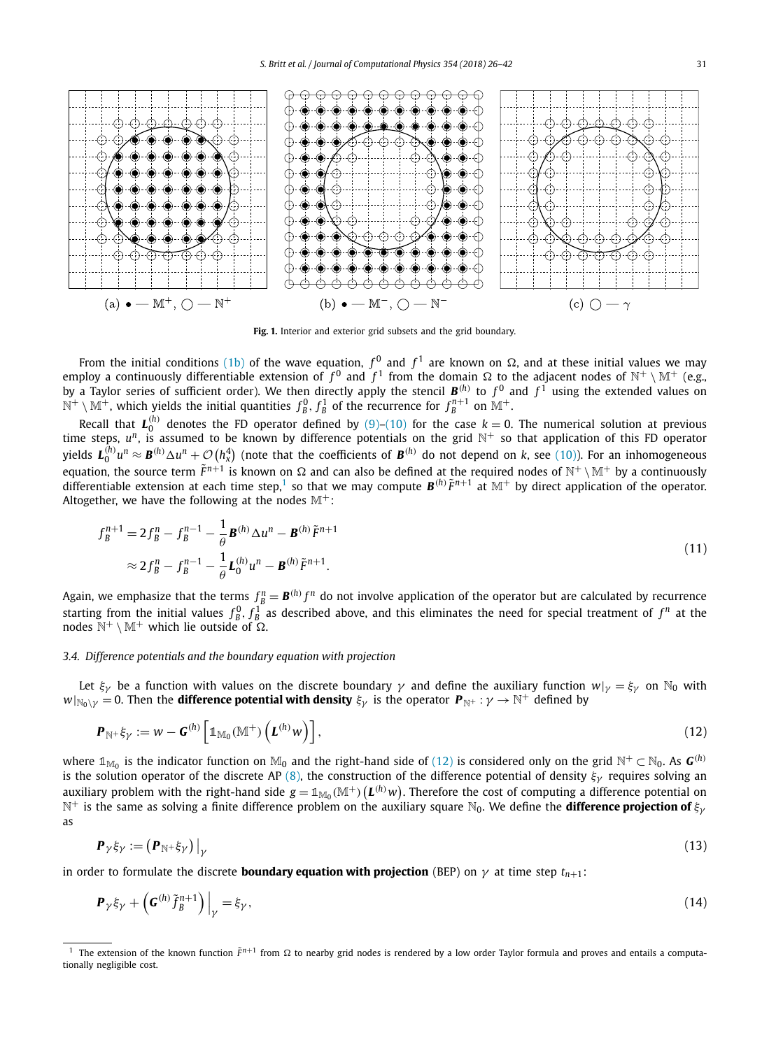(a) $\bullet$ — $\mathbb{M}^+$, $\bigcirc$ — $\mathbb{N}^+$ (b) $\bullet$ — $\mathbb{M}^-$, $\bigcirc$ — $\mathbb{N}^-$ (c) $\bigcirc$ — $\gamma$

**Fig. 1.** Interior and exterior grid subsets and the grid boundary.

From the initial conditions (1b) of the wave equation, $f^0$ and $f^1$ are known on $\Omega$, and at these initial values we may employ a continuously differentiable extension of $f^0$ and $f^1$ from the domain $\Omega$ to the adjacent nodes of $\mathbb{N}^+ \setminus \mathbb{M}^+$ (e.g., by a Taylor series of sufficient order). We then directly apply the stencil $\boldsymbol{B}^{(h)}$ to $f^0$ and $f^1$ using the extended values on $\mathbb{N}^+ \setminus \mathbb{M}^+$, which yields the initial quantities $f_B^0, f_B^1$ of the recurrence for $f_B^{n+1}$ on $\mathbb{M}^+$.

Recall that $\boldsymbol{L}_0^{(h)}$ denotes the FD operator defined by (9)–(10) for the case $k = 0$. The numerical solution at previous time steps, $u^n$, is assumed to be known by difference potentials on the grid $\mathbb{N}^+$ so that application of this FD operator yields $\boldsymbol{L}_0^{(h)} u^n \approx \boldsymbol{B}^{(h)} \Delta u^n + \mathcal{O}\left(h_x^4\right)$ (note that the coefficients of $\boldsymbol{B}^{(h)}$ do not depend on $k$, see (10)). For an inhomogeneous equation, the source term $\tilde{F}^{n+1}$ is known on $\Omega$ and can also be defined at the required nodes of $\mathbb{N}^+ \setminus \mathbb{M}^+$ by a continuously differentiable extension at each time step,[1] so that we may compute $\boldsymbol{B}^{(h)} \tilde{F}^{n+1}$ at $\mathbb{M}^+$ by direct application of the operator. Altogether, we have the following at the nodes $\mathbb{M}^+$:

$$
\begin{aligned}
f_B^{n+1} &= 2 f_B^n - f_B^{n-1} - \frac{1}{\theta} \boldsymbol{B}^{(h)} \Delta u^n - \boldsymbol{B}^{(h)} \tilde{F}^{n+1} \\
&\approx 2 f_B^n - f_B^{n-1} - \frac{1}{\theta} \boldsymbol{L}_0^{(h)} u^n - \boldsymbol{B}^{(h)} \tilde{F}^{n+1}.
\end{aligned}
\tag{11}
$$

Again, we emphasize that the terms $f_B^n = \boldsymbol{B}^{(h)} f^n$ do not involve application of the operator but are calculated by recurrence starting from the initial values $f_B^0, f_B^1$ as described above, and this eliminates the need for special treatment of $f^n$ at the nodes $\mathbb{N}^+ \setminus \mathbb{M}^+$ which lie outside of $\Omega$.

### 3.4. Difference potentials and the boundary equation with projection

Let $\xi_\gamma$ be a function with values on the discrete boundary $\gamma$ and define the auxiliary function $w|_\gamma = \xi_\gamma$ on $\mathbb{N}_0$ with $w|_{\mathbb{N}_0 \setminus \gamma} = 0$. Then the **difference potential with density** $\xi_\gamma$ is the operator $\boldsymbol{P}_{\mathbb{N}^+} : \gamma \to \mathbb{N}^+$ defined by

$$
\boldsymbol{P}_{\mathbb{N}^+} \xi_\gamma := w - \boldsymbol{G}^{(h)} \left[ \mathbb{1}_{\mathbb{M}_0}(\mathbb{M}^+) \left( \boldsymbol{L}^{(h)} w \right) \right],
\tag{12}
$$

where $\mathbb{1}_{\mathbb{M}_0}$ is the indicator function on $\mathbb{M}_0$ and the right-hand side of (12) is considered only on the grid $\mathbb{N}^+ \subset \mathbb{N}_0$. As $\boldsymbol{G}^{(h)}$ is the solution operator of the discrete AP (8), the construction of the difference potential of density $\xi_\gamma$ requires solving an auxiliary problem with the right-hand side $g = \mathbb{1}_{\mathbb{M}_0}(\mathbb{M}^+) \left( \boldsymbol{L}^{(h)} w \right)$. Therefore the cost of computing a difference potential on $\mathbb{N}^+$ is the same as solving a finite difference problem on the auxiliary square $\mathbb{N}_0$. We define the **difference projection of** $\xi_\gamma$ as

$$
\boldsymbol{P}_\gamma \xi_\gamma := \left( \boldsymbol{P}_{\mathbb{N}^+} \xi_\gamma \right) \big|_\gamma
\tag{13}
$$

in order to formulate the discrete **boundary equation with projection** (BEP) on $\gamma$ at time step $t_{n+1}$:

$$
\boldsymbol{P}_\gamma \xi_\gamma + \left( \boldsymbol{G}^{(h)} \tilde{f}_B^{n+1} \right) \Big|_\gamma = \xi_\gamma,
\tag{14}
$$

[1] The extension of the known function $\tilde{F}^{n+1}$ from $\Omega$ to nearby grid nodes is rendered by a low order Taylor formula and proves and entails a computationally negligible cost.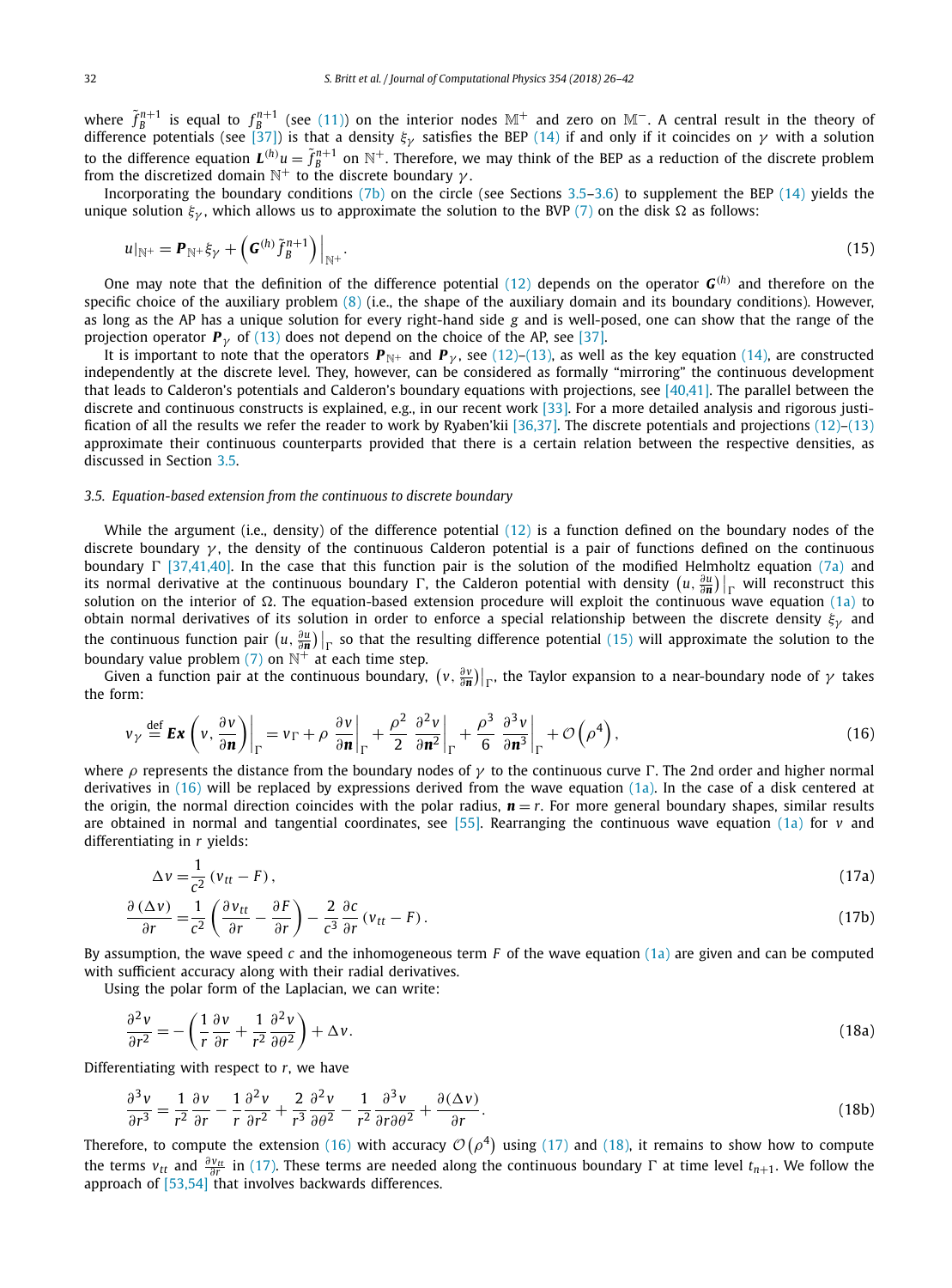where $\tilde{f}_B^{n+1}$ is equal to $f_B^{n+1}$ (see (11)) on the interior nodes $\mathbb{M}^+$ and zero on $\mathbb{M}^-$. A central result in the theory of difference potentials (see [37]) is that a density $\xi_\gamma$ satisfies the BEP (14) if and only if it coincides on $\gamma$ with a solution to the difference equation $\boldsymbol{L}^{(h)}u = \tilde{f}_B^{n+1}$ on $\mathbb{N}^+$. Therefore, we may think of the BEP as a reduction of the discrete problem from the discretized domain $\mathbb{N}^+$ to the discrete boundary $\gamma$.

Incorporating the boundary conditions (7b) on the circle (see Sections 3.5–3.6) to supplement the BEP (14) yields the unique solution $\xi_\gamma$, which allows us to approximate the solution to the BVP (7) on the disk $\Omega$ as follows:

$$u|_{\mathbb{N}^+} = \boldsymbol{P}_{\mathbb{N}^+}\xi_\gamma + \left(\boldsymbol{G}^{(h)}\tilde{f}_B^{n+1}\right)\Big|_{\mathbb{N}^+}. \tag{15}$$

One may note that the definition of the difference potential (12) depends on the operator $\boldsymbol{G}^{(h)}$ and therefore on the specific choice of the auxiliary problem (8) (i.e., the shape of the auxiliary domain and its boundary conditions). However, as long as the AP has a unique solution for every right-hand side $g$ and is well-posed, one can show that the range of the projection operator $\boldsymbol{P}_\gamma$ of (13) does not depend on the choice of the AP, see [37].

It is important to note that the operators $\boldsymbol{P}_{\mathbb{N}^+}$ and $\boldsymbol{P}_\gamma$, see (12)–(13), as well as the key equation (14), are constructed independently at the discrete level. They, however, can be considered as formally "mirroring" the continuous development that leads to Calderon's potentials and Calderon's boundary equations with projections, see [40,41]. The parallel between the discrete and continuous constructs is explained, e.g., in our recent work [33]. For a more detailed analysis and rigorous justification of all the results we refer the reader to work by Ryaben'kii [36,37]. The discrete potentials and projections (12)–(13) approximate their continuous counterparts provided that there is a certain relation between the respective densities, as discussed in Section 3.5.

### 3.5. Equation-based extension from the continuous to discrete boundary

While the argument (i.e., density) of the difference potential (12) is a function defined on the boundary nodes of the discrete boundary $\gamma$, the density of the continuous Calderon potential is a pair of functions defined on the continuous boundary $\Gamma$ [37,41,40]. In the case that this function pair is the solution of the modified Helmholtz equation (7a) and its normal derivative at the continuous boundary $\Gamma$, the Calderon potential with density $\left(u, \frac{\partial u}{\partial \boldsymbol{n}}\right)\big|_\Gamma$ will reconstruct this solution on the interior of $\Omega$. The equation-based extension procedure will exploit the continuous wave equation (1a) to obtain normal derivatives of its solution in order to enforce a special relationship between the discrete density $\xi_\gamma$ and the continuous function pair $\left(u, \frac{\partial u}{\partial \boldsymbol{n}}\right)\big|_\Gamma$ so that the resulting difference potential (15) will approximate the solution to the boundary value problem (7) on $\mathbb{N}^+$ at each time step.

Given a function pair at the continuous boundary, $\left(v, \frac{\partial v}{\partial \boldsymbol{n}}\right)\big|_\Gamma$, the Taylor expansion to a near-boundary node of $\gamma$ takes the form:

$$v_\gamma \stackrel{\text{def}}{=} \boldsymbol{Ex}\left(v, \frac{\partial v}{\partial \boldsymbol{n}}\right)\bigg|_\Gamma = v_\Gamma + \rho\left.\frac{\partial v}{\partial \boldsymbol{n}}\right|_\Gamma + \frac{\rho^2}{2}\left.\frac{\partial^2 v}{\partial \boldsymbol{n}^2}\right|_\Gamma + \frac{\rho^3}{6}\left.\frac{\partial^3 v}{\partial \boldsymbol{n}^3}\right|_\Gamma + \mathcal{O}\left(\rho^4\right), \tag{16}$$

where $\rho$ represents the distance from the boundary nodes of $\gamma$ to the continuous curve $\Gamma$. The 2nd order and higher normal derivatives in (16) will be replaced by expressions derived from the wave equation (1a). In the case of a disk centered at the origin, the normal direction coincides with the polar radius, $\boldsymbol{n} = r$. For more general boundary shapes, similar results are obtained in normal and tangential coordinates, see [55]. Rearranging the continuous wave equation (1a) for $v$ and differentiating in $r$ yields:

$$\Delta v = \frac{1}{c^2}\left(v_{tt} - F\right), \tag{17a}$$

$$\frac{\partial\left(\Delta v\right)}{\partial r} = \frac{1}{c^2}\left(\frac{\partial v_{tt}}{\partial r} - \frac{\partial F}{\partial r}\right) - \frac{2}{c^3}\frac{\partial c}{\partial r}\left(v_{tt} - F\right). \tag{17b}$$

By assumption, the wave speed $c$ and the inhomogeneous term $F$ of the wave equation (1a) are given and can be computed with sufficient accuracy along with their radial derivatives.

Using the polar form of the Laplacian, we can write:

$$\frac{\partial^2 v}{\partial r^2} = -\left(\frac{1}{r}\frac{\partial v}{\partial r} + \frac{1}{r^2}\frac{\partial^2 v}{\partial \theta^2}\right) + \Delta v. \tag{18a}$$

Differentiating with respect to $r$, we have

$$\frac{\partial^3 v}{\partial r^3} = \frac{1}{r^2}\frac{\partial v}{\partial r} - \frac{1}{r}\frac{\partial^2 v}{\partial r^2} + \frac{2}{r^3}\frac{\partial^2 v}{\partial \theta^2} - \frac{1}{r^2}\frac{\partial^3 v}{\partial r \partial \theta^2} + \frac{\partial(\Delta v)}{\partial r}. \tag{18b}$$

Therefore, to compute the extension (16) with accuracy $\mathcal{O}\left(\rho^4\right)$ using (17) and (18), it remains to show how to compute the terms $v_{tt}$ and $\frac{\partial v_{tt}}{\partial r}$ in (17). These terms are needed along the continuous boundary $\Gamma$ at time level $t_{n+1}$. We follow the approach of [53,54] that involves backwards differences.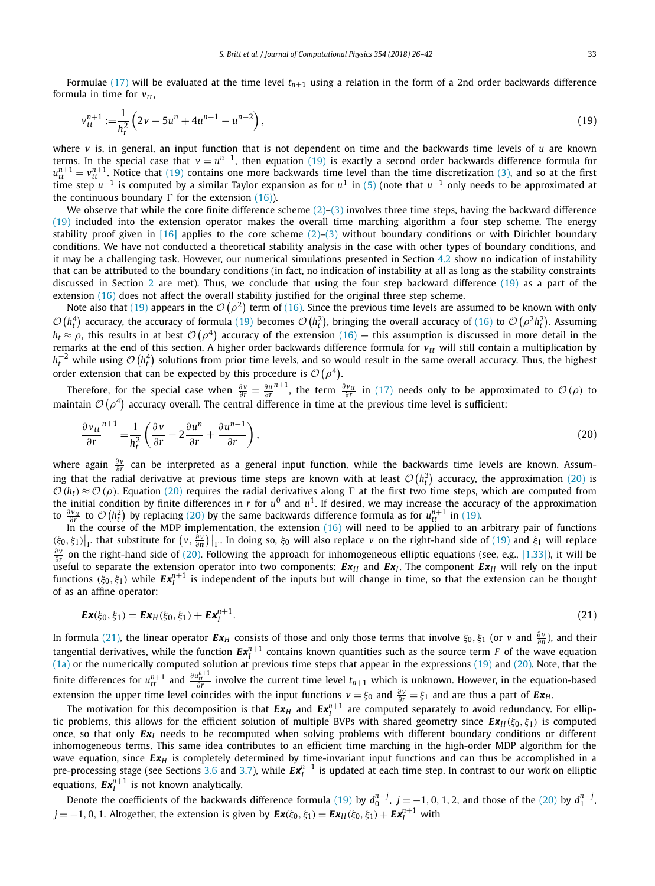Formulae (17) will be evaluated at the time level $t_{n+1}$ using a relation in the form of a 2nd order backwards difference formula in time for $v_{tt}$,

$$v_{tt}^{n+1} := \frac{1}{h_t^2}\left(2v - 5u^n + 4u^{n-1} - u^{n-2}\right), \tag{19}$$

where $v$ is, in general, an input function that is not dependent on time and the backwards time levels of $u$ are known terms. In the special case that $v = u^{n+1}$, then equation (19) is exactly a second order backwards difference formula for $u_{tt}^{n+1} = v_{tt}^{n+1}$. Notice that (19) contains one more backwards time level than the time discretization (3), and so at the first time step $u^{-1}$ is computed by a similar Taylor expansion as for $u^1$ in (5) (note that $u^{-1}$ only needs to be approximated at the continuous boundary $\Gamma$ for the extension (16)).

We observe that while the core finite difference scheme (2)–(3) involves three time steps, having the backward difference (19) included into the extension operator makes the overall time marching algorithm a four step scheme. The energy stability proof given in [16] applies to the core scheme (2)–(3) without boundary conditions or with Dirichlet boundary conditions. We have not conducted a theoretical stability analysis in the case with other types of boundary conditions, and it may be a challenging task. However, our numerical simulations presented in Section 4.2 show no indication of instability that can be attributed to the boundary conditions (in fact, no indication of instability at all as long as the stability constraints discussed in Section 2 are met). Thus, we conclude that using the four step backward difference (19) as a part of the extension (16) does not affect the overall stability justified for the original three step scheme.

Note also that (19) appears in the $\mathcal{O}\left(\rho^2\right)$ term of (16). Since the previous time levels are assumed to be known with only $\mathcal{O}\left(h_t^4\right)$ accuracy, the accuracy of formula (19) becomes $\mathcal{O}\left(h_t^2\right)$, bringing the overall accuracy of (16) to $\mathcal{O}\left(\rho^2 h_t^2\right)$. Assuming $h_t \approx \rho$, this results in at best $\mathcal{O}\left(\rho^4\right)$ accuracy of the extension (16) — this assumption is discussed in more detail in the remarks at the end of this section. A higher order backwards difference formula for $v_{tt}$ will still contain a multiplication by $h_t^{-2}$ while using $\mathcal{O}\left(h_t^4\right)$ solutions from prior time levels, and so would result in the same overall accuracy. Thus, the highest order extension that can be expected by this procedure is $\mathcal{O}\left(\rho^4\right)$.

Therefore, for the special case when $\frac{\partial v}{\partial r} = \frac{\partial u}{\partial r}^{n+1}$, the term $\frac{\partial v_{tt}}{\partial r}$ in (17) needs only to be approximated to $\mathcal{O}(\rho)$ to maintain $\mathcal{O}\left(\rho^4\right)$ accuracy overall. The central difference in time at the previous time level is sufficient:

$$\frac{\partial v_{tt}}{\partial r}^{n+1} = \frac{1}{h_t^2}\left(\frac{\partial v}{\partial r} - 2\frac{\partial u^n}{\partial r} + \frac{\partial u^{n-1}}{\partial r}\right), \tag{20}$$

where again $\frac{\partial v}{\partial r}$ can be interpreted as a general input function, while the backwards time levels are known. Assuming that the radial derivative at previous time steps are known with at least $\mathcal{O}\left(h_t^3\right)$ accuracy, the approximation (20) is $\mathcal{O}(h_t) \approx \mathcal{O}(\rho)$. Equation (20) requires the radial derivatives along $\Gamma$ at the first two time steps, which are computed from the initial condition by finite differences in $r$ for $u^0$ and $u^1$. If desired, we may increase the accuracy of the approximation to $\frac{\partial v_{tt}}{\partial r}$ to $\mathcal{O}\left(h_t^2\right)$ by replacing (20) by the same backwards difference formula as for $u_{tt}^{n+1}$ in (19).

In the course of the MDP implementation, the extension (16) will need to be applied to an arbitrary pair of functions $(\xi_0, \xi_1)\big|_\Gamma$ that substitute for $\left(v, \frac{\partial v}{\partial \boldsymbol{n}}\right)\big|_\Gamma$. In doing so, $\xi_0$ will also replace $v$ on the right-hand side of (19) and $\xi_1$ will replace $\frac{\partial v}{\partial r}$ on the right-hand side of (20). Following the approach for inhomogeneous elliptic equations (see, e.g., [1,33]), it will be useful to separate the extension operator into two components: $\boldsymbol{Ex}_H$ and $\boldsymbol{Ex}_I$. The component $\boldsymbol{Ex}_H$ will rely on the input functions $(\xi_0, \xi_1)$ while $\boldsymbol{Ex}_I^{n+1}$ is independent of the inputs but will change in time, so that the extension can be thought of as an affine operator:

$$\boldsymbol{Ex}(\xi_0, \xi_1) = \boldsymbol{Ex}_H(\xi_0, \xi_1) + \boldsymbol{Ex}_I^{n+1}. \tag{21}$$

In formula (21), the linear operator $\boldsymbol{Ex}_H$ consists of those and only those terms that involve $\xi_0, \xi_1$ (or $v$ and $\frac{\partial v}{\partial n}$), and their tangential derivatives, while the function $\boldsymbol{Ex}_I^{n+1}$ contains known quantities such as the source term $F$ of the wave equation (1a) or the numerically computed solution at previous time steps that appear in the expressions (19) and (20). Note, that the finite differences for $u_{tt}^{n+1}$ and $\frac{\partial u_{tt}^{n+1}}{\partial r}$ involve the current time level $t_{n+1}$ which is unknown. However, in the equation-based extension the upper time level coincides with the input functions $v = \xi_0$ and $\frac{\partial v}{\partial r} = \xi_1$ and are thus a part of $\boldsymbol{Ex}_H$.

The motivation for this decomposition is that $\boldsymbol{Ex}_H$ and $\boldsymbol{Ex}_I^{n+1}$ are computed separately to avoid redundancy. For elliptic problems, this allows for the efficient solution of multiple BVPs with shared geometry since $\boldsymbol{Ex}_H(\xi_0, \xi_1)$ is computed once, so that only $\boldsymbol{Ex}_I$ needs to be recomputed when solving problems with different boundary conditions or different inhomogeneous terms. This same idea contributes to an efficient time marching in the high-order MDP algorithm for the wave equation, since $\boldsymbol{Ex}_H$ is completely determined by time-invariant input functions and can thus be accomplished in a pre-processing stage (see Sections 3.6 and 3.7), while $\boldsymbol{Ex}_I^{n+1}$ is updated at each time step. In contrast to our work on elliptic equations, $\boldsymbol{Ex}_I^{n+1}$ is not known analytically.

Denote the coefficients of the backwards difference formula (19) by $d_0^{n-j}$, $j = -1, 0, 1, 2$, and those of the (20) by $d_1^{n-j}$, $j = -1, 0, 1$. Altogether, the extension is given by $\boldsymbol{Ex}(\xi_0, \xi_1) = \boldsymbol{Ex}_H(\xi_0, \xi_1) + \boldsymbol{Ex}_I^{n+1}$ with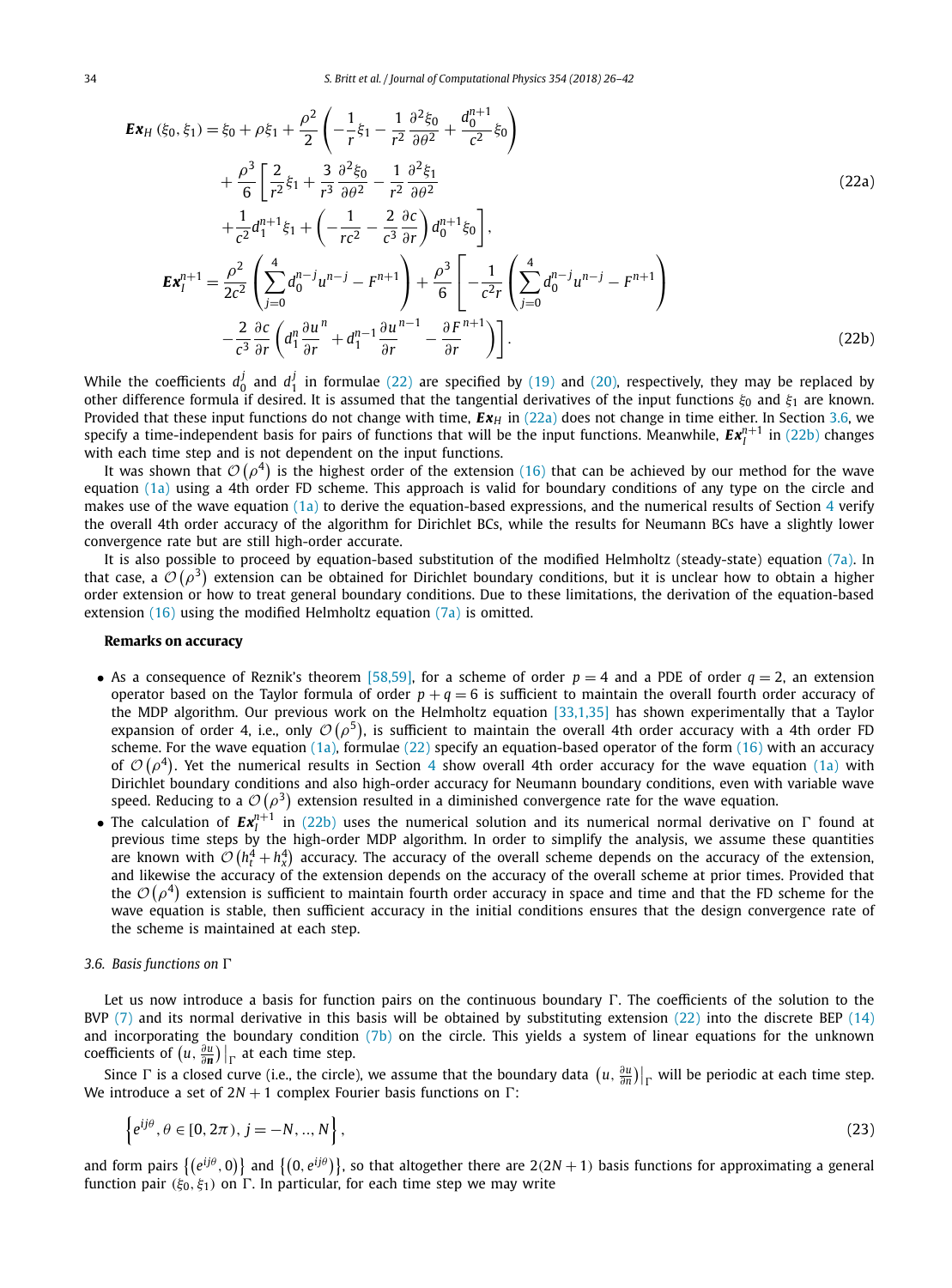$$
\begin{aligned}
\boldsymbol{Ex}_H(\xi_0,\xi_1) = {} & \xi_0 + \rho\xi_1 + \frac{\rho^2}{2}\left(-\frac{1}{r}\xi_1 - \frac{1}{r^2}\frac{\partial^2\xi_0}{\partial\theta^2} + \frac{d_0^{n+1}}{c^2}\xi_0\right) \\
& + \frac{\rho^3}{6}\left[\frac{2}{r^2}\xi_1 + \frac{3}{r^3}\frac{\partial^2\xi_0}{\partial\theta^2} - \frac{1}{r^2}\frac{\partial^2\xi_1}{\partial\theta^2}\right. \\
& \left. + \frac{1}{c^2}d_1^{n+1}\xi_1 + \left(-\frac{1}{rc^2} - \frac{2}{c^3}\frac{\partial c}{\partial r}\right)d_0^{n+1}\xi_0\right],
\end{aligned} \tag{22a}
$$

$$
\begin{aligned}
\boldsymbol{Ex}_I^{n+1} = {} & \frac{\rho^2}{2c^2}\left(\sum_{j=0}^{4} d_0^{n-j}u^{n-j} - F^{n+1}\right) + \frac{\rho^3}{6}\left[-\frac{1}{c^2 r}\left(\sum_{j=0}^{4} d_0^{n-j}u^{n-j} - F^{n+1}\right)\right. \\
& \left. - \frac{2}{c^3}\frac{\partial c}{\partial r}\left(d_1^n\frac{\partial u^n}{\partial r} + d_1^{n-1}\frac{\partial u^{n-1}}{\partial r} - \frac{\partial F^{n+1}}{\partial r}\right)\right].
\end{aligned} \tag{22b}
$$

While the coefficients $d_0^j$ and $d_1^j$ in formulae (22) are specified by (19) and (20), respectively, they may be replaced by other difference formula if desired. It is assumed that the tangential derivatives of the input functions $\xi_0$ and $\xi_1$ are known. Provided that these input functions do not change with time, $\boldsymbol{Ex}_H$ in (22a) does not change in time either. In Section 3.6, we specify a time-independent basis for pairs of functions that will be the input functions. Meanwhile, $\boldsymbol{Ex}_I^{n+1}$ in (22b) changes with each time step and is not dependent on the input functions.

It was shown that $\mathcal{O}(\rho^4)$ is the highest order of the extension (16) that can be achieved by our method for the wave equation (1a) using a 4th order FD scheme. This approach is valid for boundary conditions of any type on the circle and makes use of the wave equation (1a) to derive the equation-based expressions, and the numerical results of Section 4 verify the overall 4th order accuracy of the algorithm for Dirichlet BCs, while the results for Neumann BCs have a slightly lower convergence rate but are still high-order accurate.

It is also possible to proceed by equation-based substitution of the modified Helmholtz (steady-state) equation (7a). In that case, a $\mathcal{O}(\rho^3)$ extension can be obtained for Dirichlet boundary conditions, but it is unclear how to obtain a higher order extension or how to treat general boundary conditions. Due to these limitations, the derivation of the equation-based extension (16) using the modified Helmholtz equation (7a) is omitted.

**Remarks on accuracy**

- As a consequence of Reznik's theorem [58,59], for a scheme of order $p = 4$ and a PDE of order $q = 2$, an extension operator based on the Taylor formula of order $p + q = 6$ is sufficient to maintain the overall fourth order accuracy of the MDP algorithm. Our previous work on the Helmholtz equation [33,1,35] has shown experimentally that a Taylor expansion of order 4, i.e., only $\mathcal{O}(\rho^5)$, is sufficient to maintain the overall 4th order accuracy with a 4th order FD scheme. For the wave equation (1a), formulae (22) specify an equation-based operator of the form (16) with an accuracy of $\mathcal{O}(\rho^4)$. Yet the numerical results in Section 4 show overall 4th order accuracy for the wave equation (1a) with Dirichlet boundary conditions and also high-order accuracy for Neumann boundary conditions, even with variable wave speed. Reducing to a $\mathcal{O}(\rho^3)$ extension resulted in a diminished convergence rate for the wave equation.
- The calculation of $\boldsymbol{Ex}_I^{n+1}$ in (22b) uses the numerical solution and its numerical normal derivative on $\Gamma$ found at previous time steps by the high-order MDP algorithm. In order to simplify the analysis, we assume these quantities are known with $\mathcal{O}(h_t^4 + h_x^4)$ accuracy. The accuracy of the overall scheme depends on the accuracy of the extension, and likewise the accuracy of the extension depends on the accuracy of the overall scheme at prior times. Provided that the $\mathcal{O}(\rho^4)$ extension is sufficient to maintain fourth order accuracy in space and time and that the FD scheme for the wave equation is stable, then sufficient accuracy in the initial conditions ensures that the design convergence rate of the scheme is maintained at each step.

### 3.6. Basis functions on $\Gamma$

Let us now introduce a basis for function pairs on the continuous boundary $\Gamma$. The coefficients of the solution to the BVP (7) and its normal derivative in this basis will be obtained by substituting extension (22) into the discrete BEP (14) and incorporating the boundary condition (7b) on the circle. This yields a system of linear equations for the unknown coefficients of $\left(u, \frac{\partial u}{\partial \boldsymbol{n}}\right)\Big|_\Gamma$ at each time step.

Since $\Gamma$ is a closed curve (i.e., the circle), we assume that the boundary data $\left(u, \frac{\partial u}{\partial n}\right)\Big|_\Gamma$ will be periodic at each time step. We introduce a set of $2N + 1$ complex Fourier basis functions on $\Gamma$:

$$
\left\{ e^{ij\theta}, \theta \in [0, 2\pi), \; j = -N, .., N \right\}, \tag{23}
$$

and form pairs $\left\{\left(e^{ij\theta}, 0\right)\right\}$ and $\left\{\left(0, e^{ij\theta}\right)\right\}$, so that altogether there are $2(2N + 1)$ basis functions for approximating a general function pair $(\xi_0, \xi_1)$ on $\Gamma$. In particular, for each time step we may write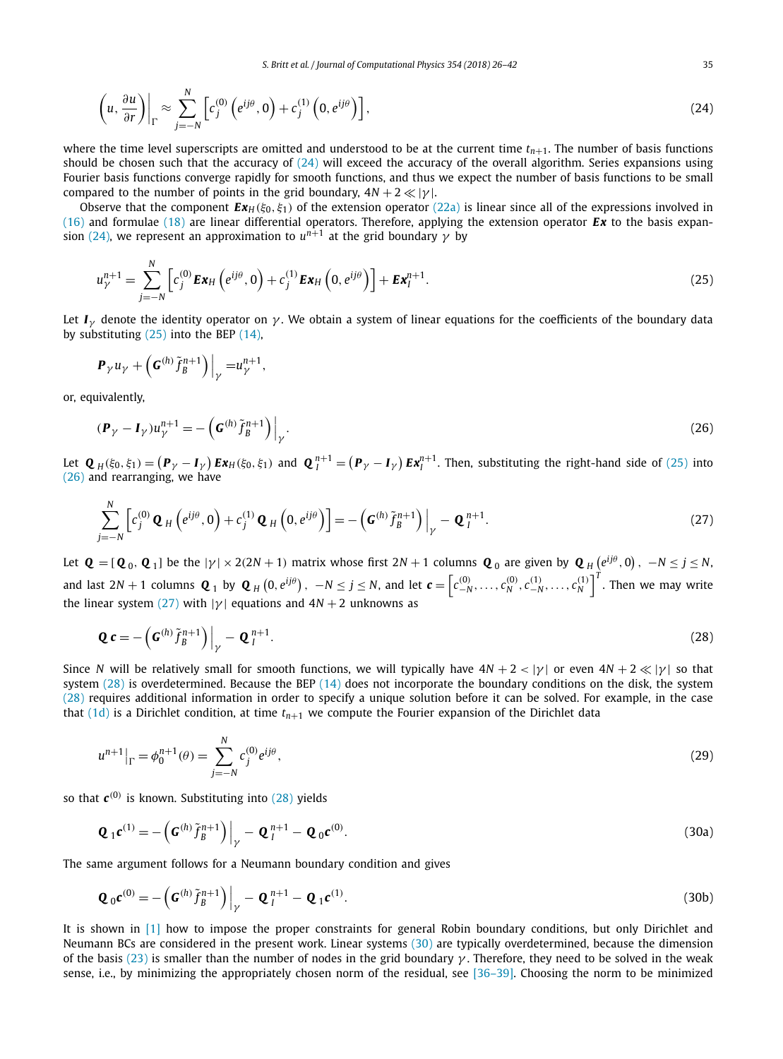$$\left(u, \frac{\partial u}{\partial r}\right)\bigg|_{\Gamma} \approx \sum_{j=-N}^{N}\left[c_j^{(0)}\left(e^{ij\theta}, 0\right) + c_j^{(1)}\left(0, e^{ij\theta}\right)\right], \tag{24}$$

where the time level superscripts are omitted and understood to be at the current time $t_{n+1}$. The number of basis functions should be chosen such that the accuracy of (24) will exceed the accuracy of the overall algorithm. Series expansions using Fourier basis functions converge rapidly for smooth functions, and thus we expect the number of basis functions to be small compared to the number of points in the grid boundary, $4N + 2 \ll |\gamma|$.

Observe that the component $\boldsymbol{Ex}_H(\xi_0, \xi_1)$ of the extension operator (22a) is linear since all of the expressions involved in (16) and formulae (18) are linear differential operators. Therefore, applying the extension operator $\boldsymbol{Ex}$ to the basis expansion (24), we represent an approximation to $u^{n+1}$ at the grid boundary $\gamma$ by

$$u_{\gamma}^{n+1} = \sum_{j=-N}^{N}\left[c_j^{(0)}\boldsymbol{Ex}_H\left(e^{ij\theta}, 0\right) + c_j^{(1)}\boldsymbol{Ex}_H\left(0, e^{ij\theta}\right)\right] + \boldsymbol{Ex}_I^{n+1}. \tag{25}$$

Let $\boldsymbol{I}_{\gamma}$ denote the identity operator on $\gamma$. We obtain a system of linear equations for the coefficients of the boundary data by substituting (25) into the BEP (14),

$$\boldsymbol{P}_{\gamma}u_{\gamma} + \left(\boldsymbol{G}^{(h)}\tilde{f}_B^{n+1}\right)\Big|_{\gamma} = u_{\gamma}^{n+1},$$

or, equivalently,

$$(\boldsymbol{P}_{\gamma} - \boldsymbol{I}_{\gamma})u_{\gamma}^{n+1} = -\left(\boldsymbol{G}^{(h)}\tilde{f}_B^{n+1}\right)\Big|_{\gamma}. \tag{26}$$

Let $\boldsymbol{Q}_H(\xi_0, \xi_1) = \left(\boldsymbol{P}_{\gamma} - \boldsymbol{I}_{\gamma}\right)\boldsymbol{Ex}_H(\xi_0, \xi_1)$ and $\boldsymbol{Q}_I^{n+1} = \left(\boldsymbol{P}_{\gamma} - \boldsymbol{I}_{\gamma}\right)\boldsymbol{Ex}_I^{n+1}$. Then, substituting the right-hand side of (25) into (26) and rearranging, we have

$$\sum_{j=-N}^{N}\left[c_j^{(0)}\boldsymbol{Q}_H\left(e^{ij\theta}, 0\right) + c_j^{(1)}\boldsymbol{Q}_H\left(0, e^{ij\theta}\right)\right] = -\left(\boldsymbol{G}^{(h)}\tilde{f}_B^{n+1}\right)\Big|_{\gamma} - \boldsymbol{Q}_I^{n+1}. \tag{27}$$

Let $\boldsymbol{Q} = [\boldsymbol{Q}_0, \boldsymbol{Q}_1]$ be the $|\gamma| \times 2(2N+1)$ matrix whose first $2N+1$ columns $\boldsymbol{Q}_0$ are given by $\boldsymbol{Q}_H\left(e^{ij\theta}, 0\right),\ -N \le j \le N$, and last $2N+1$ columns $\boldsymbol{Q}_1$ by $\boldsymbol{Q}_H\left(0, e^{ij\theta}\right),\ -N \le j \le N$, and let $\boldsymbol{c} = \left[c_{-N}^{(0)}, \ldots, c_N^{(0)}, c_{-N}^{(1)}, \ldots, c_N^{(1)}\right]^T$. Then we may write the linear system (27) with $|\gamma|$ equations and $4N+2$ unknowns as

$$\boldsymbol{Q}\,\boldsymbol{c} = -\left(\boldsymbol{G}^{(h)}\tilde{f}_B^{n+1}\right)\Big|_{\gamma} - \boldsymbol{Q}_I^{n+1}. \tag{28}$$

Since $N$ will be relatively small for smooth functions, we will typically have $4N+2 < |\gamma|$ or even $4N+2 \ll |\gamma|$ so that system (28) is overdetermined. Because the BEP (14) does not incorporate the boundary conditions on the disk, the system (28) requires additional information in order to specify a unique solution before it can be solved. For example, in the case that (1d) is a Dirichlet condition, at time $t_{n+1}$ we compute the Fourier expansion of the Dirichlet data

$$u^{n+1}\big|_{\Gamma} = \phi_0^{n+1}(\theta) = \sum_{j=-N}^{N} c_j^{(0)}e^{ij\theta}, \tag{29}$$

so that $\boldsymbol{c}^{(0)}$ is known. Substituting into (28) yields

$$\boldsymbol{Q}_1\boldsymbol{c}^{(1)} = -\left(\boldsymbol{G}^{(h)}\tilde{f}_B^{n+1}\right)\Big|_{\gamma} - \boldsymbol{Q}_I^{n+1} - \boldsymbol{Q}_0\boldsymbol{c}^{(0)}. \tag{30a}$$

The same argument follows for a Neumann boundary condition and gives

$$\boldsymbol{Q}_0\boldsymbol{c}^{(0)} = -\left(\boldsymbol{G}^{(h)}\tilde{f}_B^{n+1}\right)\Big|_{\gamma} - \boldsymbol{Q}_I^{n+1} - \boldsymbol{Q}_1\boldsymbol{c}^{(1)}. \tag{30b}$$

It is shown in [1] how to impose the proper constraints for general Robin boundary conditions, but only Dirichlet and Neumann BCs are considered in the present work. Linear systems (30) are typically overdetermined, because the dimension of the basis (23) is smaller than the number of nodes in the grid boundary $\gamma$. Therefore, they need to be solved in the weak sense, i.e., by minimizing the appropriately chosen norm of the residual, see [36–39]. Choosing the norm to be minimized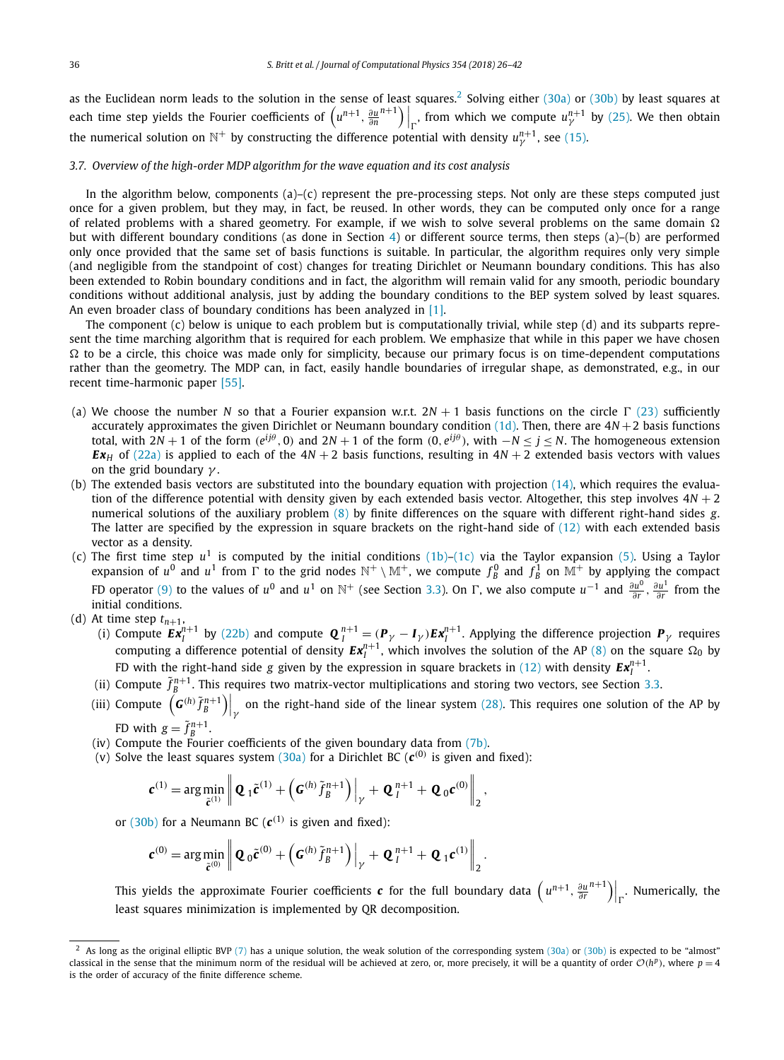as the Euclidean norm leads to the solution in the sense of least squares.[2] Solving either (30a) or (30b) by least squares at each time step yields the Fourier coefficients of $\left(u^{n+1}, \frac{\partial u}{\partial n}^{n+1}\right)\Big|_{\Gamma}$, from which we compute $u_{\gamma}^{n+1}$ by (25). We then obtain the numerical solution on $\mathbb{N}^+$ by constructing the difference potential with density $u_{\gamma}^{n+1}$, see (15).

### 3.7. Overview of the high-order MDP algorithm for the wave equation and its cost analysis

In the algorithm below, components (a)–(c) represent the pre-processing steps. Not only are these steps computed just once for a given problem, but they may, in fact, be reused. In other words, they can be computed only once for a range of related problems with a shared geometry. For example, if we wish to solve several problems on the same domain $\Omega$ but with different boundary conditions (as done in Section 4) or different source terms, then steps (a)–(b) are performed only once provided that the same set of basis functions is suitable. In particular, the algorithm requires only very simple (and negligible from the standpoint of cost) changes for treating Dirichlet or Neumann boundary conditions. This has also been extended to Robin boundary conditions and in fact, the algorithm will remain valid for any smooth, periodic boundary conditions without additional analysis, just by adding the boundary conditions to the BEP system solved by least squares. An even broader class of boundary conditions has been analyzed in [1].

The component (c) below is unique to each problem but is computationally trivial, while step (d) and its subparts represent the time marching algorithm that is required for each problem. We emphasize that while in this paper we have chosen $\Omega$ to be a circle, this choice was made only for simplicity, because our primary focus is on time-dependent computations rather than the geometry. The MDP can, in fact, easily handle boundaries of irregular shape, as demonstrated, e.g., in our recent time-harmonic paper [55].

(a) We choose the number $N$ so that a Fourier expansion w.r.t. $2N+1$ basis functions on the circle $\Gamma$ (23) sufficiently accurately approximates the given Dirichlet or Neumann boundary condition (1d). Then, there are $4N+2$ basis functions total, with $2N+1$ of the form $(e^{ij\theta}, 0)$ and $2N+1$ of the form $(0, e^{ij\theta})$, with $-N \le j \le N$. The homogeneous extension $\boldsymbol{Ex}_H$ of (22a) is applied to each of the $4N+2$ basis functions, resulting in $4N+2$ extended basis vectors with values on the grid boundary $\gamma$.

(b) The extended basis vectors are substituted into the boundary equation with projection (14), which requires the evaluation of the difference potential with density given by each extended basis vector. Altogether, this step involves $4N+2$ numerical solutions of the auxiliary problem (8) by finite differences on the square with different right-hand sides $g$. The latter are specified by the expression in square brackets on the right-hand side of (12) with each extended basis vector as a density.

(c) The first time step $u^1$ is computed by the initial conditions (1b)–(1c) via the Taylor expansion (5). Using a Taylor expansion of $u^0$ and $u^1$ from $\Gamma$ to the grid nodes $\mathbb{N}^+ \setminus \mathbb{M}^+$, we compute $f_B^0$ and $f_B^1$ on $\mathbb{M}^+$ by applying the compact FD operator (9) to the values of $u^0$ and $u^1$ on $\mathbb{N}^+$ (see Section 3.3). On $\Gamma$, we also compute $u^{-1}$ and $\frac{\partial u^0}{\partial r}$, $\frac{\partial u^1}{\partial r}$ from the initial conditions.

(d) At time step $t_{n+1}$,
   - (i) Compute $\boldsymbol{Ex}_I^{n+1}$ by (22b) and compute $\boldsymbol{Q}_I^{n+1} = (\boldsymbol{P}_\gamma - \boldsymbol{I}_\gamma)\boldsymbol{Ex}_I^{n+1}$. Applying the difference projection $\boldsymbol{P}_\gamma$ requires computing a difference potential of density $\boldsymbol{Ex}_I^{n+1}$, which involves the solution of the AP (8) on the square $\Omega_0$ by FD with the right-hand side $g$ given by the expression in square brackets in (12) with density $\boldsymbol{Ex}_I^{n+1}$.
   - (ii) Compute $\tilde{f}_B^{n+1}$. This requires two matrix-vector multiplications and storing two vectors, see Section 3.3.
   - (iii) Compute $\left(\boldsymbol{G}^{(h)}\tilde{f}_B^{n+1}\right)\Big|_\gamma$ on the right-hand side of the linear system (28). This requires one solution of the AP by FD with $g = \tilde{f}_B^{n+1}$.
   - (iv) Compute the Fourier coefficients of the given boundary data from (7b).
   - (v) Solve the least squares system (30a) for a Dirichlet BC ($\boldsymbol{c}^{(0)}$ is given and fixed):

$$\boldsymbol{c}^{(1)} = \arg\min_{\tilde{\boldsymbol{c}}^{(1)}} \left\| \boldsymbol{Q}_1\tilde{\boldsymbol{c}}^{(1)} + \left(\boldsymbol{G}^{(h)}\tilde{f}_B^{n+1}\right)\Big|_\gamma + \boldsymbol{Q}_I^{n+1} + \boldsymbol{Q}_0\boldsymbol{c}^{(0)} \right\|_2,$$

   or (30b) for a Neumann BC ($\boldsymbol{c}^{(1)}$ is given and fixed):

$$\boldsymbol{c}^{(0)} = \arg\min_{\tilde{\boldsymbol{c}}^{(0)}} \left\| \boldsymbol{Q}_0\tilde{\boldsymbol{c}}^{(0)} + \left(\boldsymbol{G}^{(h)}\tilde{f}_B^{n+1}\right)\Big|_\gamma + \boldsymbol{Q}_I^{n+1} + \boldsymbol{Q}_1\boldsymbol{c}^{(1)} \right\|_2.$$

   This yields the approximate Fourier coefficients $\boldsymbol{c}$ for the full boundary data $\left(u^{n+1}, \frac{\partial u}{\partial r}^{n+1}\right)\Big|_\Gamma$. Numerically, the least squares minimization is implemented by QR decomposition.

---

[2] As long as the original elliptic BVP (7) has a unique solution, the weak solution of the corresponding system (30a) or (30b) is expected to be "almost" classical in the sense that the minimum norm of the residual will be achieved at zero, or, more precisely, it will be a quantity of order $\mathcal{O}(h^p)$, where $p = 4$ is the order of accuracy of the finite difference scheme.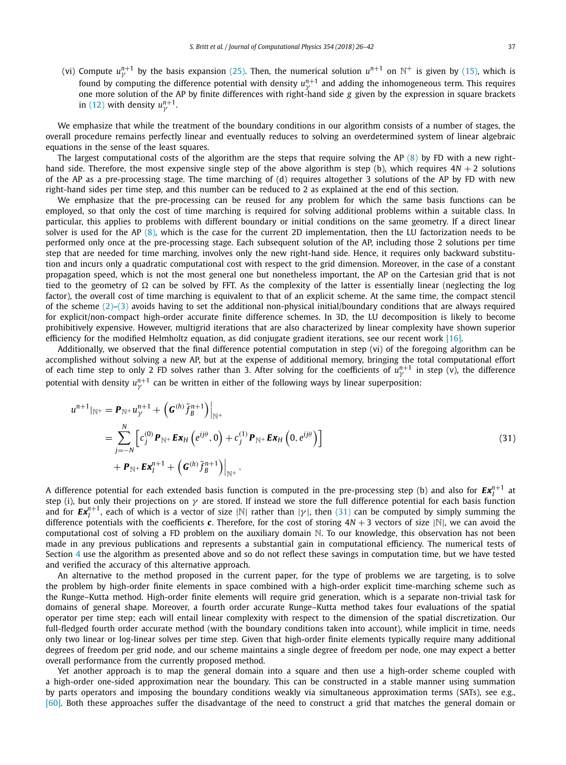(vi) Compute $u_\gamma^{n+1}$ by the basis expansion (25). Then, the numerical solution $u^{n+1}$ on $\mathbb{N}^+$ is given by (15), which is found by computing the difference potential with density $u_\gamma^{n+1}$ and adding the inhomogeneous term. This requires one more solution of the AP by finite differences with right-hand side $g$ given by the expression in square brackets in (12) with density $u_\gamma^{n+1}$.

We emphasize that while the treatment of the boundary conditions in our algorithm consists of a number of stages, the overall procedure remains perfectly linear and eventually reduces to solving an overdetermined system of linear algebraic equations in the sense of the least squares.

The largest computational costs of the algorithm are the steps that require solving the AP (8) by FD with a new right-hand side. Therefore, the most expensive single step of the above algorithm is step (b), which requires $4N+2$ solutions of the AP as a pre-processing stage. The time marching of (d) requires altogether 3 solutions of the AP by FD with new right-hand sides per time step, and this number can be reduced to 2 as explained at the end of this section.

We emphasize that the pre-processing can be reused for any problem for which the same basis functions can be employed, so that only the cost of time marching is required for solving additional problems within a suitable class. In particular, this applies to problems with different boundary or initial conditions on the same geometry. If a direct linear solver is used for the AP (8), which is the case for the current 2D implementation, then the LU factorization needs to be performed only once at the pre-processing stage. Each subsequent solution of the AP, including those 2 solutions per time step that are needed for time marching, involves only the new right-hand side. Hence, it requires only backward substitution and incurs only a quadratic computational cost with respect to the grid dimension. Moreover, in the case of a constant propagation speed, which is not the most general one but nonetheless important, the AP on the Cartesian grid that is not tied to the geometry of $\Omega$ can be solved by FFT. As the complexity of the latter is essentially linear (neglecting the log factor), the overall cost of time marching is equivalent to that of an explicit scheme. At the same time, the compact stencil of the scheme (2)–(3) avoids having to set the additional non-physical initial/boundary conditions that are always required for explicit/non-compact high-order accurate finite difference schemes. In 3D, the LU decomposition is likely to become prohibitively expensive. However, multigrid iterations that are also characterized by linear complexity have shown superior efficiency for the modified Helmholtz equation, as did conjugate gradient iterations, see our recent work [16].

Additionally, we observed that the final difference potential computation in step (vi) of the foregoing algorithm can be accomplished without solving a new AP, but at the expense of additional memory, bringing the total computational effort of each time step to only 2 FD solves rather than 3. After solving for the coefficients of $u_\gamma^{n+1}$ in step (v), the difference potential with density $u_\gamma^{n+1}$ can be written in either of the following ways by linear superposition:

$$
\begin{aligned}
u^{n+1}|_{\mathbb{N}^+} &= \boldsymbol{P}_{\mathbb{N}^+}u_\gamma^{n+1} + \left(\boldsymbol{G}^{(h)}\tilde{f}_B^{n+1}\right)\Big|_{\mathbb{N}^+} \\
&= \sum_{j=-N}^{N}\left[c_j^{(0)}\boldsymbol{P}_{\mathbb{N}^+}\boldsymbol{Ex}_H\left(e^{ij\theta},0\right) + c_j^{(1)}\boldsymbol{P}_{\mathbb{N}^+}\boldsymbol{Ex}_H\left(0,e^{ij\theta}\right)\right] \\
&\quad + \boldsymbol{P}_{\mathbb{N}^+}\boldsymbol{Ex}_I^{n+1} + \left(\boldsymbol{G}^{(h)}\tilde{f}_B^{n+1}\right)\Big|_{\mathbb{N}^+}.
\end{aligned}
\tag{31}
$$

A difference potential for each extended basis function is computed in the pre-processing step (b) and also for $\boldsymbol{Ex}_I^{n+1}$ at step (i), but only their projections on $\gamma$ are stored. If instead we store the full difference potential for each basis function and for $\boldsymbol{Ex}_I^{n+1}$, each of which is a vector of size $|\mathbb{N}|$ rather than $|\gamma|$, then (31) can be computed by simply summing the difference potentials with the coefficients $\boldsymbol{c}$. Therefore, for the cost of storing $4N+3$ vectors of size $|\mathbb{N}|$, we can avoid the computational cost of solving a FD problem on the auxiliary domain $\mathbb{N}$. To our knowledge, this observation has not been made in any previous publications and represents a substantial gain in computational efficiency. The numerical tests of Section 4 use the algorithm as presented above and so do not reflect these savings in computation time, but we have tested and verified the accuracy of this alternative approach.

An alternative to the method proposed in the current paper, for the type of problems we are targeting, is to solve the problem by high-order finite elements in space combined with a high-order explicit time-marching scheme such as the Runge–Kutta method. High-order finite elements will require grid generation, which is a separate non-trivial task for domains of general shape. Moreover, a fourth order accurate Runge–Kutta method takes four evaluations of the spatial operator per time step; each will entail linear complexity with respect to the dimension of the spatial discretization. Our full-fledged fourth order accurate method (with the boundary conditions taken into account), while implicit in time, needs only two linear or log-linear solves per time step. Given that high-order finite elements typically require many additional degrees of freedom per grid node, and our scheme maintains a single degree of freedom per node, one may expect a better overall performance from the currently proposed method.

Yet another approach is to map the general domain into a square and then use a high-order scheme coupled with a high-order one-sided approximation near the boundary. This can be constructed in a stable manner using summation by parts operators and imposing the boundary conditions weakly via simultaneous approximation terms (SATs), see e.g., [60]. Both these approaches suffer the disadvantage of the need to construct a grid that matches the general domain or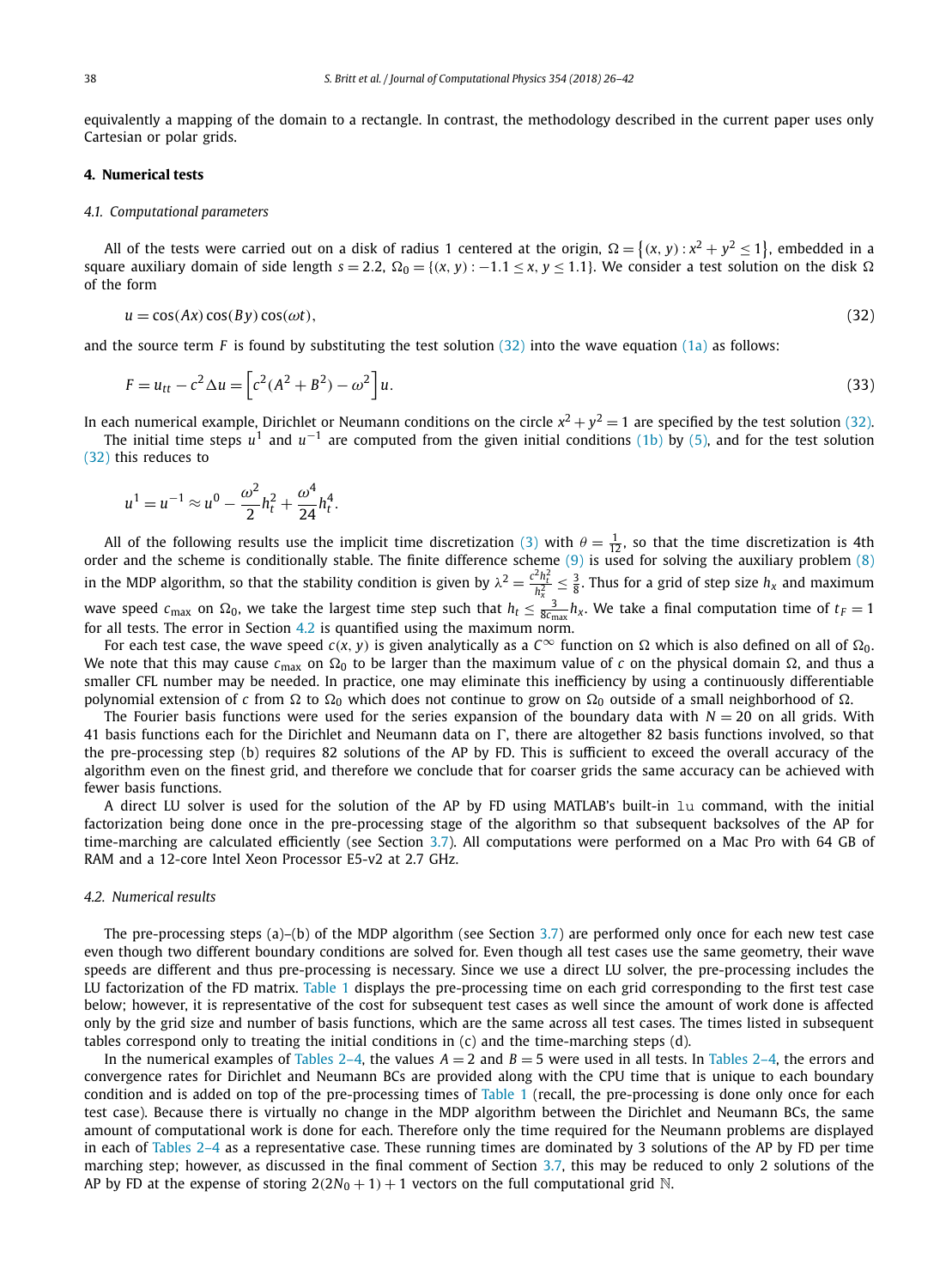equivalently a mapping of the domain to a rectangle. In contrast, the methodology described in the current paper uses only Cartesian or polar grids.

## 4. Numerical tests

### 4.1. Computational parameters

All of the tests were carried out on a disk of radius 1 centered at the origin, $\Omega = \{(x, y) : x^2 + y^2 \leq 1\}$, embedded in a square auxiliary domain of side length $s = 2.2$, $\Omega_0 = \{(x, y) : -1.1 \leq x, y \leq 1.1\}$. We consider a test solution on the disk $\Omega$ of the form

$$u = \cos(Ax)\cos(By)\cos(\omega t), \tag{32}$$

and the source term $F$ is found by substituting the test solution (32) into the wave equation (1a) as follows:

$$F = u_{tt} - c^2 \Delta u = \left[c^2(A^2 + B^2) - \omega^2\right] u. \tag{33}$$

In each numerical example, Dirichlet or Neumann conditions on the circle $x^2 + y^2 = 1$ are specified by the test solution (32).

The initial time steps $u^1$ and $u^{-1}$ are computed from the given initial conditions (1b) by (5), and for the test solution (32) this reduces to

$$u^1 = u^{-1} \approx u^0 - \frac{\omega^2}{2} h_t^2 + \frac{\omega^4}{24} h_t^4.$$

All of the following results use the implicit time discretization (3) with $\theta = \frac{1}{12}$, so that the time discretization is 4th order and the scheme is conditionally stable. The finite difference scheme (9) is used for solving the auxiliary problem (8) in the MDP algorithm, so that the stability condition is given by $\lambda^2 = \frac{c^2 h_t^2}{h_x^2} \leq \frac{3}{8}$. Thus for a grid of step size $h_x$ and maximum wave speed $c_{\max}$ on $\Omega_0$, we take the largest time step such that $h_t \leq \frac{3}{8 c_{\max}} h_x$. We take a final computation time of $t_F = 1$ for all tests. The error in Section 4.2 is quantified using the maximum norm.

For each test case, the wave speed $c(x, y)$ is given analytically as a $C^\infty$ function on $\Omega$ which is also defined on all of $\Omega_0$. We note that this may cause $c_{\max}$ on $\Omega_0$ to be larger than the maximum value of $c$ on the physical domain $\Omega$, and thus a smaller CFL number may be needed. In practice, one may eliminate this inefficiency by using a continuously differentiable polynomial extension of $c$ from $\Omega$ to $\Omega_0$ which does not continue to grow on $\Omega_0$ outside of a small neighborhood of $\Omega$.

The Fourier basis functions were used for the series expansion of the boundary data with $N = 20$ on all grids. With 41 basis functions each for the Dirichlet and Neumann data on $\Gamma$, there are altogether 82 basis functions involved, so that the pre-processing step (b) requires 82 solutions of the AP by FD. This is sufficient to exceed the overall accuracy of the algorithm even on the finest grid, and therefore we conclude that for coarser grids the same accuracy can be achieved with fewer basis functions.

A direct LU solver is used for the solution of the AP by FD using MATLAB's built-in `lu` command, with the initial factorization being done once in the pre-processing stage of the algorithm so that subsequent backsolves of the AP for time-marching are calculated efficiently (see Section 3.7). All computations were performed on a Mac Pro with 64 GB of RAM and a 12-core Intel Xeon Processor E5-v2 at 2.7 GHz.

### 4.2. Numerical results

The pre-processing steps (a)–(b) of the MDP algorithm (see Section 3.7) are performed only once for each new test case even though two different boundary conditions are solved for. Even though all test cases use the same geometry, their wave speeds are different and thus pre-processing is necessary. Since we use a direct LU solver, the pre-processing includes the LU factorization of the FD matrix. Table 1 displays the pre-processing time on each grid corresponding to the first test case below; however, it is representative of the cost for subsequent test cases as well since the amount of work done is affected only by the grid size and number of basis functions, which are the same across all test cases. The times listed in subsequent tables correspond only to treating the initial conditions in (c) and the time-marching steps (d).

In the numerical examples of Tables 2–4, the values $A = 2$ and $B = 5$ were used in all tests. In Tables 2–4, the errors and convergence rates for Dirichlet and Neumann BCs are provided along with the CPU time that is unique to each boundary condition and is added on top of the pre-processing times of Table 1 (recall, the pre-processing is done only once for each test case). Because there is virtually no change in the MDP algorithm between the Dirichlet and Neumann BCs, the same amount of computational work is done for each. Therefore only the time required for the Neumann problems are displayed in each of Tables 2–4 as a representative case. These running times are dominated by 3 solutions of the AP by FD per time marching step; however, as discussed in the final comment of Section 3.7, this may be reduced to only 2 solutions of the AP by FD at the expense of storing $2(2N_0 + 1) + 1$ vectors on the full computational grid $\mathbb{N}$.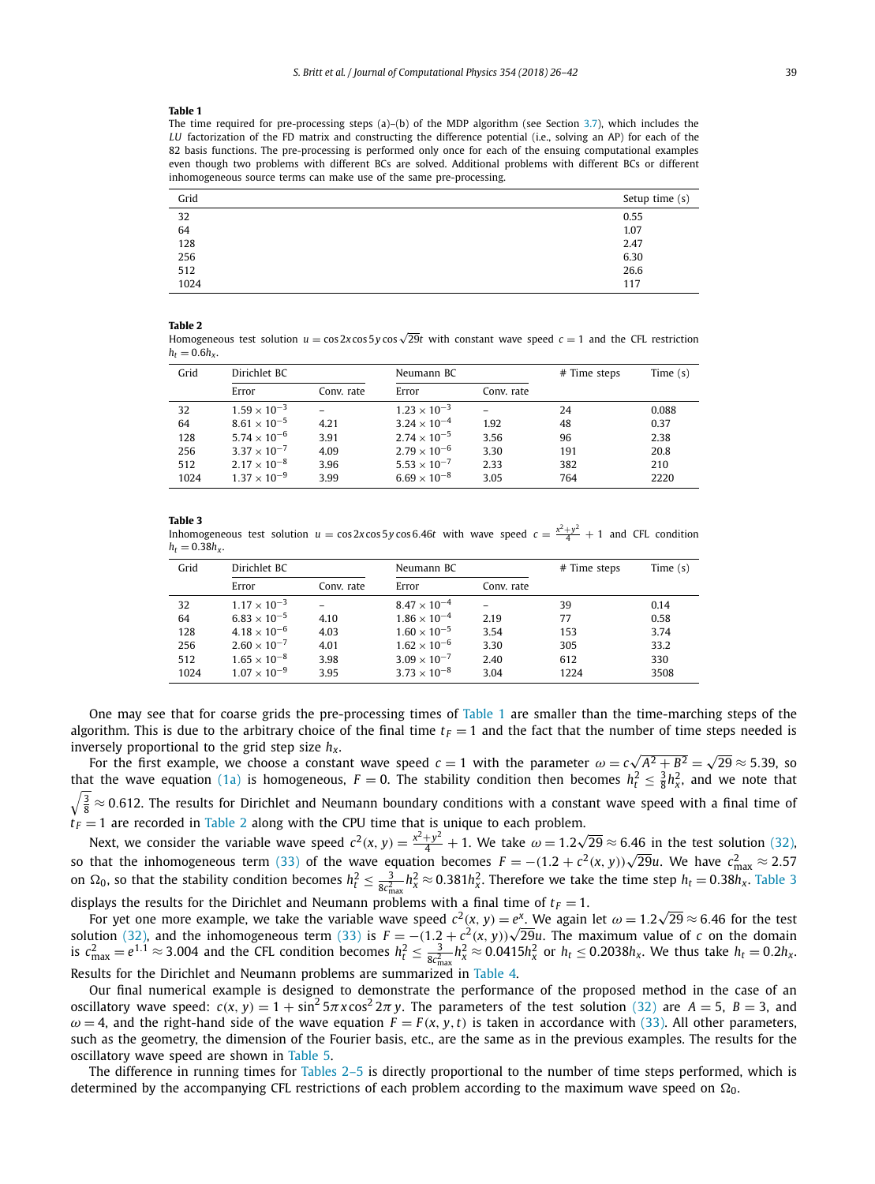**Table 1**
The time required for pre-processing steps (a)–(b) of the MDP algorithm (see Section 3.7), which includes the *LU* factorization of the FD matrix and constructing the difference potential (i.e., solving an AP) for each of the 82 basis functions. The pre-processing is performed only once for each of the ensuing computational examples even though two problems with different BCs are solved. Additional problems with different BCs or different inhomogeneous source terms can make use of the same pre-processing.

| Grid | Setup time (s) |
|---|---|
| 32 | 0.55 |
| 64 | 1.07 |
| 128 | 2.47 |
| 256 | 6.30 |
| 512 | 26.6 |
| 1024 | 117 |

**Table 2**
Homogeneous test solution $u = \cos 2x \cos 5y \cos \sqrt{29}t$ with constant wave speed $c = 1$ and the CFL restriction $h_t = 0.6h_x$.

| Grid | Dirichlet BC | | Neumann BC | | # Time steps | Time (s) |
|---|---|---|---|---|---|---|
| | Error | Conv. rate | Error | Conv. rate | | |
| 32 | $1.59 \times 10^{-3}$ | – | $1.23 \times 10^{-3}$ | – | 24 | 0.088 |
| 64 | $8.61 \times 10^{-5}$ | 4.21 | $3.24 \times 10^{-4}$ | 1.92 | 48 | 0.37 |
| 128 | $5.74 \times 10^{-6}$ | 3.91 | $2.74 \times 10^{-5}$ | 3.56 | 96 | 2.38 |
| 256 | $3.37 \times 10^{-7}$ | 4.09 | $2.79 \times 10^{-6}$ | 3.30 | 191 | 20.8 |
| 512 | $2.17 \times 10^{-8}$ | 3.96 | $5.53 \times 10^{-7}$ | 2.33 | 382 | 210 |
| 1024 | $1.37 \times 10^{-9}$ | 3.99 | $6.69 \times 10^{-8}$ | 3.05 | 764 | 2220 |

**Table 3**
Inhomogeneous test solution $u = \cos 2x \cos 5y \cos 6.46t$ with wave speed $c = \frac{x^2+y^2}{4} + 1$ and CFL condition $h_t = 0.38h_x$.

| Grid | Dirichlet BC | | Neumann BC | | # Time steps | Time (s) |
|---|---|---|---|---|---|---|
| | Error | Conv. rate | Error | Conv. rate | | |
| 32 | $1.17 \times 10^{-3}$ | – | $8.47 \times 10^{-4}$ | – | 39 | 0.14 |
| 64 | $6.83 \times 10^{-5}$ | 4.10 | $1.86 \times 10^{-4}$ | 2.19 | 77 | 0.58 |
| 128 | $4.18 \times 10^{-6}$ | 4.03 | $1.60 \times 10^{-5}$ | 3.54 | 153 | 3.74 |
| 256 | $2.60 \times 10^{-7}$ | 4.01 | $1.62 \times 10^{-6}$ | 3.30 | 305 | 33.2 |
| 512 | $1.65 \times 10^{-8}$ | 3.98 | $3.09 \times 10^{-7}$ | 2.40 | 612 | 330 |
| 1024 | $1.07 \times 10^{-9}$ | 3.95 | $3.73 \times 10^{-8}$ | 3.04 | 1224 | 3508 |

One may see that for coarse grids the pre-processing times of Table 1 are smaller than the time-marching steps of the algorithm. This is due to the arbitrary choice of the final time $t_F = 1$ and the fact that the number of time steps needed is inversely proportional to the grid step size $h_x$.

For the first example, we choose a constant wave speed $c = 1$ with the parameter $\omega = c\sqrt{A^2 + B^2} = \sqrt{29} \approx 5.39$, so that the wave equation (1a) is homogeneous, $F = 0$. The stability condition then becomes $h_t^2 \leq \frac{3}{8}h_x^2$, and we note that $\sqrt{\frac{3}{8}} \approx 0.612$. The results for Dirichlet and Neumann boundary conditions with a constant wave speed with a final time of $t_F = 1$ are recorded in Table 2 along with the CPU time that is unique to each problem.

Next, we consider the variable wave speed $c^2(x, y) = \frac{x^2+y^2}{4} + 1$. We take $\omega = 1.2\sqrt{29} \approx 6.46$ in the test solution (32), so that the inhomogeneous term (33) of the wave equation becomes $F = -(1.2 + c^2(x, y))\sqrt{29}u$. We have $c_{\max}^2 \approx 2.57$ on $\Omega_0$, so that the stability condition becomes $h_t^2 \leq \frac{3}{8c_{\max}^2}h_x^2 \approx 0.381h_x^2$. Therefore we take the time step $h_t = 0.38h_x$. Table 3 displays the results for the Dirichlet and Neumann problems with a final time of $t_F = 1$.

For yet one more example, we take the variable wave speed $c^2(x, y) = e^x$. We again let $\omega = 1.2\sqrt{29} \approx 6.46$ for the test solution (32), and the inhomogeneous term (33) is $F = -(1.2 + c^2(x, y))\sqrt{29}u$. The maximum value of $c$ on the domain is $c_{\max}^2 = e^{1.1} \approx 3.004$ and the CFL condition becomes $h_t^2 \leq \frac{3}{8c_{\max}^2}h_x^2 \approx 0.0415h_x^2$ or $h_t \leq 0.2038h_x$. We thus take $h_t = 0.2h_x$. Results for the Dirichlet and Neumann problems are summarized in Table 4.

Our final numerical example is designed to demonstrate the performance of the proposed method in the case of an oscillatory wave speed: $c(x, y) = 1 + \sin^2 5\pi x \cos^2 2\pi y$. The parameters of the test solution (32) are $A = 5$, $B = 3$, and $\omega = 4$, and the right-hand side of the wave equation $F = F(x, y, t)$ is taken in accordance with (33). All other parameters, such as the geometry, the dimension of the Fourier basis, etc., are the same as in the previous examples. The results for the oscillatory wave speed are shown in Table 5.

The difference in running times for Tables 2–5 is directly proportional to the number of time steps performed, which is determined by the accompanying CFL restrictions of each problem according to the maximum wave speed on $\Omega_0$.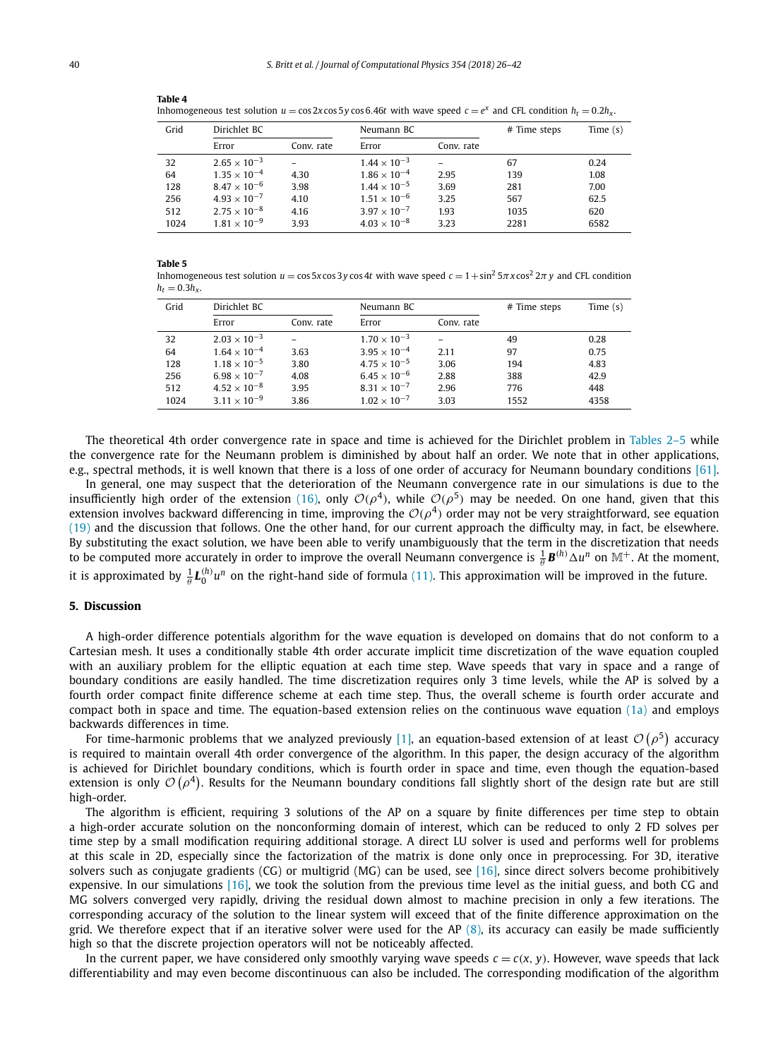**Table 4**
Inhomogeneous test solution $u = \cos 2x \cos 5y \cos 6.46t$ with wave speed $c = e^x$ and CFL condition $h_t = 0.2h_x$.

| Grid | Dirichlet BC | | Neumann BC | | # Time steps | Time (s) |
|---|---|---|---|---|---|---|
| | Error | Conv. rate | Error | Conv. rate | | |
| 32 | $2.65 \times 10^{-3}$ | – | $1.44 \times 10^{-3}$ | – | 67 | 0.24 |
| 64 | $1.35 \times 10^{-4}$ | 4.30 | $1.86 \times 10^{-4}$ | 2.95 | 139 | 1.08 |
| 128 | $8.47 \times 10^{-6}$ | 3.98 | $1.44 \times 10^{-5}$ | 3.69 | 281 | 7.00 |
| 256 | $4.93 \times 10^{-7}$ | 4.10 | $1.51 \times 10^{-6}$ | 3.25 | 567 | 62.5 |
| 512 | $2.75 \times 10^{-8}$ | 4.16 | $3.97 \times 10^{-7}$ | 1.93 | 1035 | 620 |
| 1024 | $1.81 \times 10^{-9}$ | 3.93 | $4.03 \times 10^{-8}$ | 3.23 | 2281 | 6582 |

**Table 5**
Inhomogeneous test solution $u = \cos 5x \cos 3y \cos 4t$ with wave speed $c = 1 + \sin^2 5\pi x \cos^2 2\pi y$ and CFL condition $h_t = 0.3h_x$.

| Grid | Dirichlet BC | | Neumann BC | | # Time steps | Time (s) |
|---|---|---|---|---|---|---|
| | Error | Conv. rate | Error | Conv. rate | | |
| 32 | $2.03 \times 10^{-3}$ | – | $1.70 \times 10^{-3}$ | – | 49 | 0.28 |
| 64 | $1.64 \times 10^{-4}$ | 3.63 | $3.95 \times 10^{-4}$ | 2.11 | 97 | 0.75 |
| 128 | $1.18 \times 10^{-5}$ | 3.80 | $4.75 \times 10^{-5}$ | 3.06 | 194 | 4.83 |
| 256 | $6.98 \times 10^{-7}$ | 4.08 | $6.45 \times 10^{-6}$ | 2.88 | 388 | 42.9 |
| 512 | $4.52 \times 10^{-8}$ | 3.95 | $8.31 \times 10^{-7}$ | 2.96 | 776 | 448 |
| 1024 | $3.11 \times 10^{-9}$ | 3.86 | $1.02 \times 10^{-7}$ | 3.03 | 1552 | 4358 |

The theoretical 4th order convergence rate in space and time is achieved for the Dirichlet problem in Tables 2–5 while the convergence rate for the Neumann problem is diminished by about half an order. We note that in other applications, e.g., spectral methods, it is well known that there is a loss of one order of accuracy for Neumann boundary conditions [61].

In general, one may suspect that the deterioration of the Neumann convergence rate in our simulations is due to the insufficiently high order of the extension (16), only $\mathcal{O}(\rho^4)$, while $\mathcal{O}(\rho^5)$ may be needed. On one hand, given that this extension involves backward differencing in time, improving the $\mathcal{O}(\rho^4)$ order may not be very straightforward, see equation (19) and the discussion that follows. One the other hand, for our current approach the difficulty may, in fact, be elsewhere. By substituting the exact solution, we have been able to verify unambiguously that the term in the discretization that needs to be computed more accurately in order to improve the overall Neumann convergence is $\frac{1}{\theta}\boldsymbol{B}^{(h)}\Delta u^n$ on $\mathbb{M}^+$. At the moment, it is approximated by $\frac{1}{\theta}\boldsymbol{L}_0^{(h)}u^n$ on the right-hand side of formula (11). This approximation will be improved in the future.

## 5. Discussion

A high-order difference potentials algorithm for the wave equation is developed on domains that do not conform to a Cartesian mesh. It uses a conditionally stable 4th order accurate implicit time discretization of the wave equation coupled with an auxiliary problem for the elliptic equation at each time step. Wave speeds that vary in space and a range of boundary conditions are easily handled. The time discretization requires only 3 time levels, while the AP is solved by a fourth order compact finite difference scheme at each time step. Thus, the overall scheme is fourth order accurate and compact both in space and time. The equation-based extension relies on the continuous wave equation (1a) and employs backwards differences in time.

For time-harmonic problems that we analyzed previously [1], an equation-based extension of at least $\mathcal{O}(\rho^5)$ accuracy is required to maintain overall 4th order convergence of the algorithm. In this paper, the design accuracy of the algorithm is achieved for Dirichlet boundary conditions, which is fourth order in space and time, even though the equation-based extension is only $\mathcal{O}(\rho^4)$. Results for the Neumann boundary conditions fall slightly short of the design rate but are still high-order.

The algorithm is efficient, requiring 3 solutions of the AP on a square by finite differences per time step to obtain a high-order accurate solution on the nonconforming domain of interest, which can be reduced to only 2 FD solves per time step by a small modification requiring additional storage. A direct LU solver is used and performs well for problems at this scale in 2D, especially since the factorization of the matrix is done only once in preprocessing. For 3D, iterative solvers such as conjugate gradients (CG) or multigrid (MG) can be used, see [16], since direct solvers become prohibitively expensive. In our simulations [16], we took the solution from the previous time level as the initial guess, and both CG and MG solvers converged very rapidly, driving the residual down almost to machine precision in only a few iterations. The corresponding accuracy of the solution to the linear system will exceed that of the finite difference approximation on the grid. We therefore expect that if an iterative solver were used for the AP (8), its accuracy can easily be made sufficiently high so that the discrete projection operators will not be noticeably affected.

In the current paper, we have considered only smoothly varying wave speeds $c = c(x, y)$. However, wave speeds that lack differentiability and may even become discontinuous can also be included. The corresponding modification of the algorithm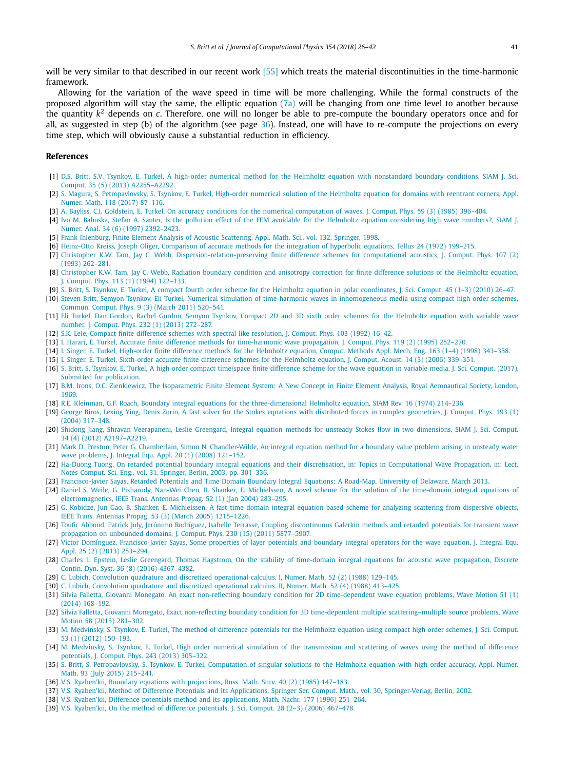will be very similar to that described in our recent work [55] which treats the material discontinuities in the time-harmonic framework.

Allowing for the variation of the wave speed in time will be more challenging. While the formal constructs of the proposed algorithm will stay the same, the elliptic equation (7a) will be changing from one time level to another because the quantity $k^2$ depends on $c$. Therefore, one will no longer be able to pre-compute the boundary operators once and for all, as suggested in step (b) of the algorithm (see page 36). Instead, one will have to re-compute the projections on every time step, which will obviously cause a substantial reduction in efficiency.

## References

[1] D.S. Britt, S.V. Tsynkov, E. Turkel, A high-order numerical method for the Helmholtz equation with nonstandard boundary conditions, SIAM J. Sci. Comput. 35 (5) (2013) A2255–A2292.

[2] S. Magura, S. Petropavlovsky, S. Tsynkov, E. Turkel, High-order numerical solution of the Helmholtz equation for domains with reentrant corners, Appl. Numer. Math. 118 (2017) 87–116.

[3] A. Bayliss, C.I. Goldstein, E. Turkel, On accuracy conditions for the numerical computation of waves, J. Comput. Phys. 59 (3) (1985) 396–404.

[4] Ivo M. Babuska, Stefan A. Sauter, Is the pollution effect of the FEM avoidable for the Helmholtz equation considering high wave numbers?, SIAM J. Numer. Anal. 34 (6) (1997) 2392–2423.

[5] Frank Ihlenburg, Finite Element Analysis of Acoustic Scattering, Appl. Math. Sci., vol. 132, Springer, 1998.

[6] Heinz-Otto Kreiss, Joseph Oliger, Comparison of accurate methods for the integration of hyperbolic equations, Tellus 24 (1972) 199–215.

[7] Christopher K.W. Tam, Jay C. Webb, Dispersion-relation-preserving finite difference schemes for computational acoustics, J. Comput. Phys. 107 (2) (1993) 262–281.

[8] Christopher K.W. Tam, Jay C. Webb, Radiation boundary condition and anisotropy correction for finite difference solutions of the Helmholtz equation, J. Comput. Phys. 113 (1) (1994) 122–133.

[9] S. Britt, S. Tsynkov, E. Turkel, A compact fourth order scheme for the Helmholtz equation in polar coordinates, J. Sci. Comput. 45 (1–3) (2010) 26–47.

[10] Steven Britt, Semyon Tsynkov, Eli Turkel, Numerical simulation of time-harmonic waves in inhomogeneous media using compact high order schemes, Commun. Comput. Phys. 9 (3) (March 2011) 520–541.

[11] Eli Turkel, Dan Gordon, Rachel Gordon, Semyon Tsynkov, Compact 2D and 3D sixth order schemes for the Helmholtz equation with variable wave number, J. Comput. Phys. 232 (1) (2013) 272–287.

[12] S.K. Lele, Compact finite difference schemes with spectral like resolution, J. Comput. Phys. 103 (1992) 16–42.

[13] I. Harari, E. Turkel, Accurate finite difference methods for time-harmonic wave propagation, J. Comput. Phys. 119 (2) (1995) 252–270.

[14] I. Singer, E. Turkel, High-order finite difference methods for the Helmholtz equation, Comput. Methods Appl. Mech. Eng. 163 (1–4) (1998) 343–358.

[15] I. Singer, E. Turkel, Sixth-order accurate finite difference schemes for the Helmholtz equation, J. Comput. Acoust. 14 (3) (2006) 339–351.

[16] S. Britt, S. Tsynkov, E. Turkel, A high order compact time/space finite difference scheme for the wave equation in variable media, J. Sci. Comput. (2017), Submitted for publication.

[17] B.M. Irons, O.C. Zienkiewicz, The Isoparametric Finite Element System: A New Concept in Finite Element Analysis, Royal Aeronautical Society, London, 1969.

[18] R.E. Kleinman, G.F. Roach, Boundary integral equations for the three-dimensional Helmholtz equation, SIAM Rev. 16 (1974) 214–236.

[19] George Biros, Lexing Ying, Denis Zorin, A fast solver for the Stokes equations with distributed forces in complex geometries, J. Comput. Phys. 193 (1) (2004) 317–348.

[20] Shidong Jiang, Shravan Veerapaneni, Leslie Greengard, Integral equation methods for unsteady Stokes flow in two dimensions, SIAM J. Sci. Comput. 34 (4) (2012) A2197–A2219.

[21] Mark D. Preston, Peter G. Chamberlain, Simon N. Chandler-Wilde, An integral equation method for a boundary value problem arising in unsteady water wave problems, J. Integral Equ. Appl. 20 (1) (2008) 121–152.

[22] Ha-Duong Tuong, On retarded potential boundary integral equations and their discretisation, in: Topics in Computational Wave Propagation, in: Lect. Notes Comput. Sci. Eng., vol. 31, Springer, Berlin, 2003, pp. 301–336.

[23] Francisco-Javier Sayas, Retarded Potentials and Time Domain Boundary Integral Equations: A Road-Map, University of Delaware, March 2013.

[24] Daniel S. Weile, G. Pisharody, Nan-Wei Chen, B. Shanker, E. Michielssen, A novel scheme for the solution of the time-domain integral equations of electromagnetics, IEEE Trans. Antennas Propag. 52 (1) (Jan 2004) 283–295.

[25] G. Kobidze, Jun Gao, B. Shanker, E. Michielssen, A fast time domain integral equation based scheme for analyzing scattering from dispersive objects, IEEE Trans. Antennas Propag. 53 (3) (March 2005) 1215–1226.

[26] Toufic Abboud, Patrick Joly, Jerónimo Rodríguez, Isabelle Terrasse, Coupling discontinuous Galerkin methods and retarded potentials for transient wave propagation on unbounded domains, J. Comput. Phys. 230 (15) (2011) 5877–5907.

[27] Víctor Domínguez, Francisco-Javier Sayas, Some properties of layer potentials and boundary integral operators for the wave equation, J. Integral Equ. Appl. 25 (2) (2013) 253–294.

[28] Charles L. Epstein, Leslie Greengard, Thomas Hagstrom, On the stability of time-domain integral equations for acoustic wave propagation, Discrete Contin. Dyn. Syst. 36 (8) (2016) 4367–4382.

[29] C. Lubich, Convolution quadrature and discretized operational calculus. I, Numer. Math. 52 (2) (1988) 129–145.

[30] C. Lubich, Convolution quadrature and discretized operational calculus. II, Numer. Math. 52 (4) (1988) 413–425.

[31] Silvia Falletta, Giovanni Monegato, An exact non-reflecting boundary condition for 2D time-dependent wave equation problems, Wave Motion 51 (1) (2014) 168–192.

[32] Silvia Falletta, Giovanni Monegato, Exact non-reflecting boundary condition for 3D time-dependent multiple scattering–multiple source problems, Wave Motion 58 (2015) 281–302.

[33] M. Medvinsky, S. Tsynkov, E. Turkel, The method of difference potentials for the Helmholtz equation using compact high order schemes, J. Sci. Comput. 53 (1) (2012) 150–193.

[34] M. Medvinsky, S. Tsynkov, E. Turkel, High order numerical simulation of the transmission and scattering of waves using the method of difference potentials, J. Comput. Phys. 243 (2013) 305–322.

[35] S. Britt, S. Petropavlovsky, S. Tsynkov, E. Turkel, Computation of singular solutions to the Helmholtz equation with high order accuracy, Appl. Numer. Math. 93 (July 2015) 215–241.

[36] V.S. Ryaben'kii, Boundary equations with projections, Russ. Math. Surv. 40 (2) (1985) 147–183.

[37] V.S. Ryaben'kii, Method of Difference Potentials and Its Applications, Springer Ser. Comput. Math., vol. 30, Springer-Verlag, Berlin, 2002.

[38] V.S. Ryaben'kii, Difference potentials method and its applications, Math. Nachr. 177 (1996) 251–264.

[39] V.S. Ryaben'kii, On the method of difference potentials, J. Sci. Comput. 28 (2–3) (2006) 467–478.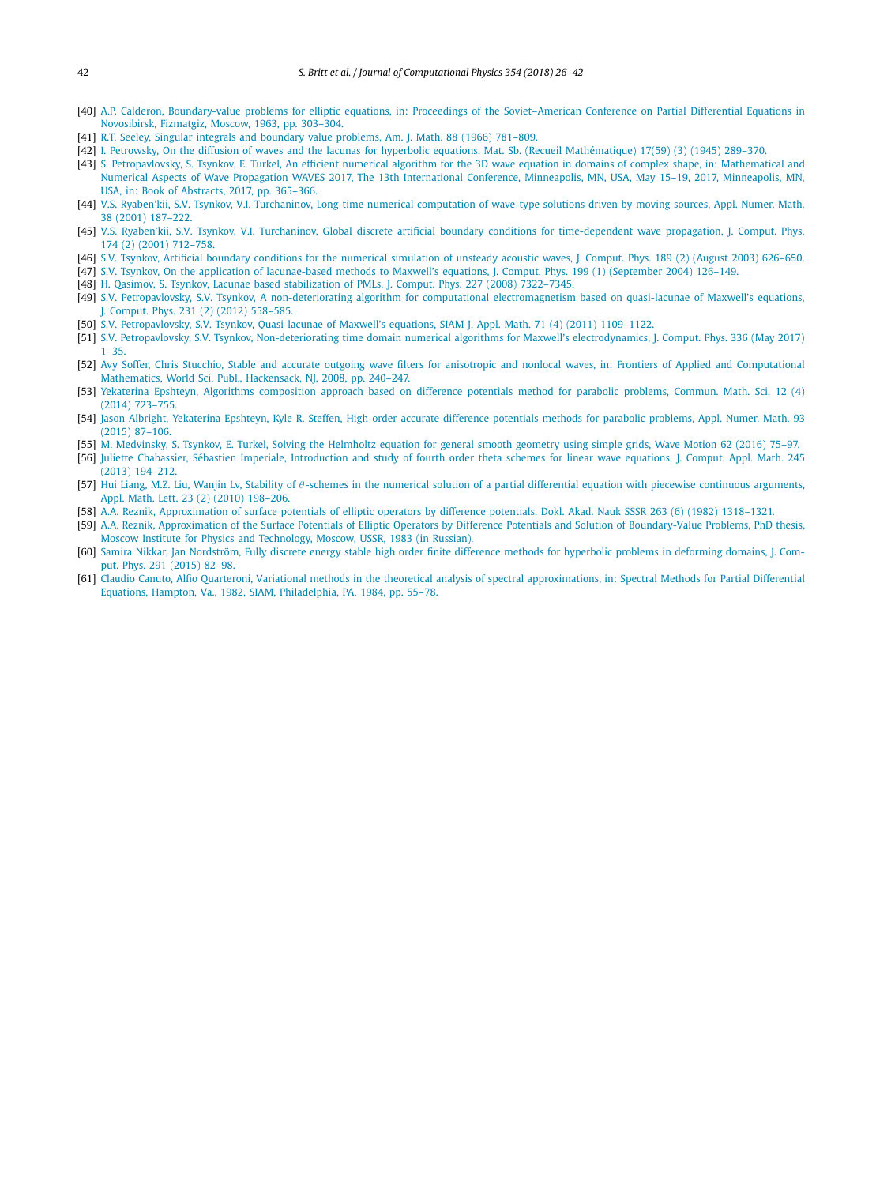[40] A.P. Calderon, Boundary-value problems for elliptic equations, in: Proceedings of the Soviet–American Conference on Partial Differential Equations in Novosibirsk, Fizmatgiz, Moscow, 1963, pp. 303–304.

[41] R.T. Seeley, Singular integrals and boundary value problems, Am. J. Math. 88 (1966) 781–809.

[42] I. Petrowsky, On the diffusion of waves and the lacunas for hyperbolic equations, Mat. Sb. (Recueil Mathématique) 17(59) (3) (1945) 289–370.

[43] S. Petropavlovsky, S. Tsynkov, E. Turkel, An efficient numerical algorithm for the 3D wave equation in domains of complex shape, in: Mathematical and Numerical Aspects of Wave Propagation WAVES 2017, The 13th International Conference, Minneapolis, MN, USA, May 15–19, 2017, Minneapolis, MN, USA, in: Book of Abstracts, 2017, pp. 365–366.

[44] V.S. Ryaben'kii, S.V. Tsynkov, V.I. Turchaninov, Long-time numerical computation of wave-type solutions driven by moving sources, Appl. Numer. Math. 38 (2001) 187–222.

[45] V.S. Ryaben'kii, S.V. Tsynkov, V.I. Turchaninov, Global discrete artificial boundary conditions for time-dependent wave propagation, J. Comput. Phys. 174 (2) (2001) 712–758.

[46] S.V. Tsynkov, Artificial boundary conditions for the numerical simulation of unsteady acoustic waves, J. Comput. Phys. 189 (2) (August 2003) 626–650.

[47] S.V. Tsynkov, On the application of lacunae-based methods to Maxwell's equations, J. Comput. Phys. 199 (1) (September 2004) 126–149.

[48] H. Qasimov, S. Tsynkov, Lacunae based stabilization of PMLs, J. Comput. Phys. 227 (2008) 7322–7345.

[49] S.V. Petropavlovsky, S.V. Tsynkov, A non-deteriorating algorithm for computational electromagnetism based on quasi-lacunae of Maxwell's equations, J. Comput. Phys. 231 (2) (2012) 558–585.

[50] S.V. Petropavlovsky, S.V. Tsynkov, Quasi-lacunae of Maxwell's equations, SIAM J. Appl. Math. 71 (4) (2011) 1109–1122.

[51] S.V. Petropavlovsky, S.V. Tsynkov, Non-deteriorating time domain numerical algorithms for Maxwell's electrodynamics, J. Comput. Phys. 336 (May 2017) 1–35.

[52] Avy Soffer, Chris Stucchio, Stable and accurate outgoing wave filters for anisotropic and nonlocal waves, in: Frontiers of Applied and Computational Mathematics, World Sci. Publ., Hackensack, NJ, 2008, pp. 240–247.

[53] Yekaterina Epshteyn, Algorithms composition approach based on difference potentials method for parabolic problems, Commun. Math. Sci. 12 (4) (2014) 723–755.

[54] Jason Albright, Yekaterina Epshteyn, Kyle R. Steffen, High-order accurate difference potentials methods for parabolic problems, Appl. Numer. Math. 93 (2015) 87–106.

[55] M. Medvinsky, S. Tsynkov, E. Turkel, Solving the Helmholtz equation for general smooth geometry using simple grids, Wave Motion 62 (2016) 75–97.

[56] Juliette Chabassier, Sébastien Imperiale, Introduction and study of fourth order theta schemes for linear wave equations, J. Comput. Appl. Math. 245 (2013) 194–212.

[57] Hui Liang, M.Z. Liu, Wanjin Lv, Stability of $\theta$-schemes in the numerical solution of a partial differential equation with piecewise continuous arguments, Appl. Math. Lett. 23 (2) (2010) 198–206.

[58] A.A. Reznik, Approximation of surface potentials of elliptic operators by difference potentials, Dokl. Akad. Nauk SSSR 263 (6) (1982) 1318–1321.

[59] A.A. Reznik, Approximation of the Surface Potentials of Elliptic Operators by Difference Potentials and Solution of Boundary-Value Problems, PhD thesis, Moscow Institute for Physics and Technology, Moscow, USSR, 1983 (in Russian).

[60] Samira Nikkar, Jan Nordström, Fully discrete energy stable high order finite difference methods for hyperbolic problems in deforming domains, J. Comput. Phys. 291 (2015) 82–98.

[61] Claudio Canuto, Alfio Quarteroni, Variational methods in the theoretical analysis of spectral approximations, in: Spectral Methods for Partial Differential Equations, Hampton, Va., 1982, SIAM, Philadelphia, PA, 1984, pp. 55–78.